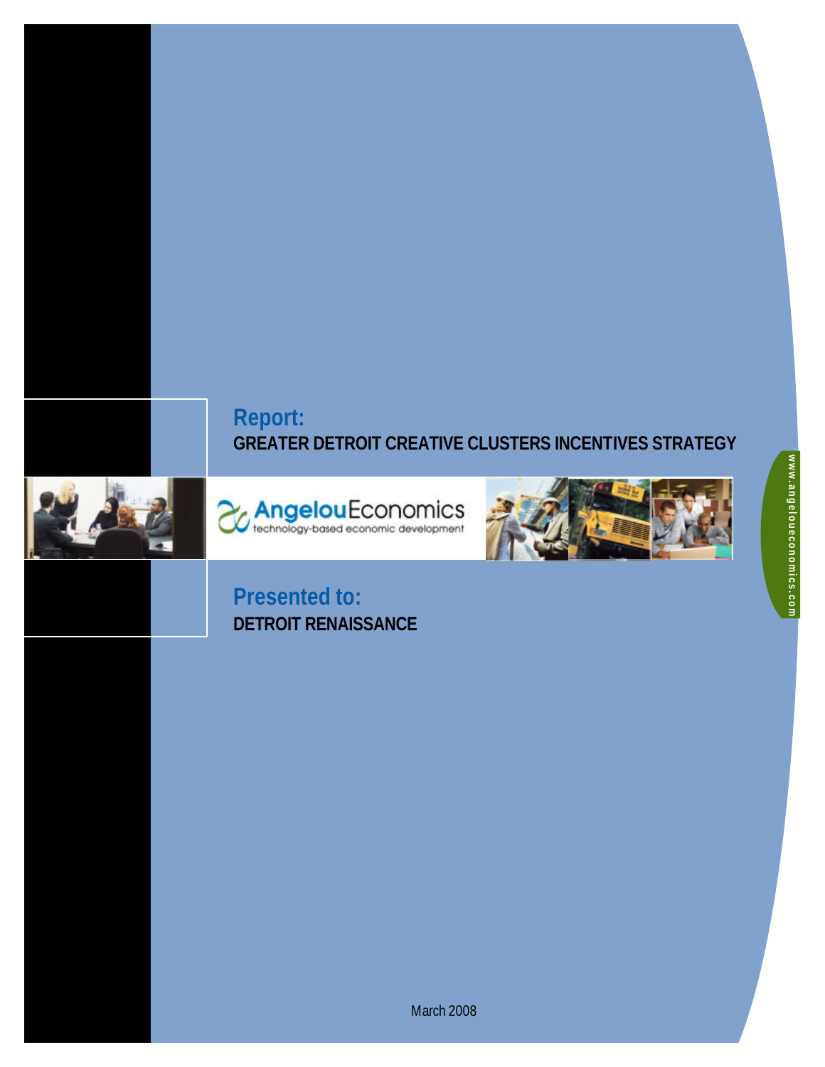**Report:**

# GREATER DETROIT CREATIVE CLUSTERS INCENTIVES STRATEGY

AngelouEconomics
technology-based economic development

**Presented to:**

**DETROIT RENAISSANCE**

March 2008

www.angeloueconomics.com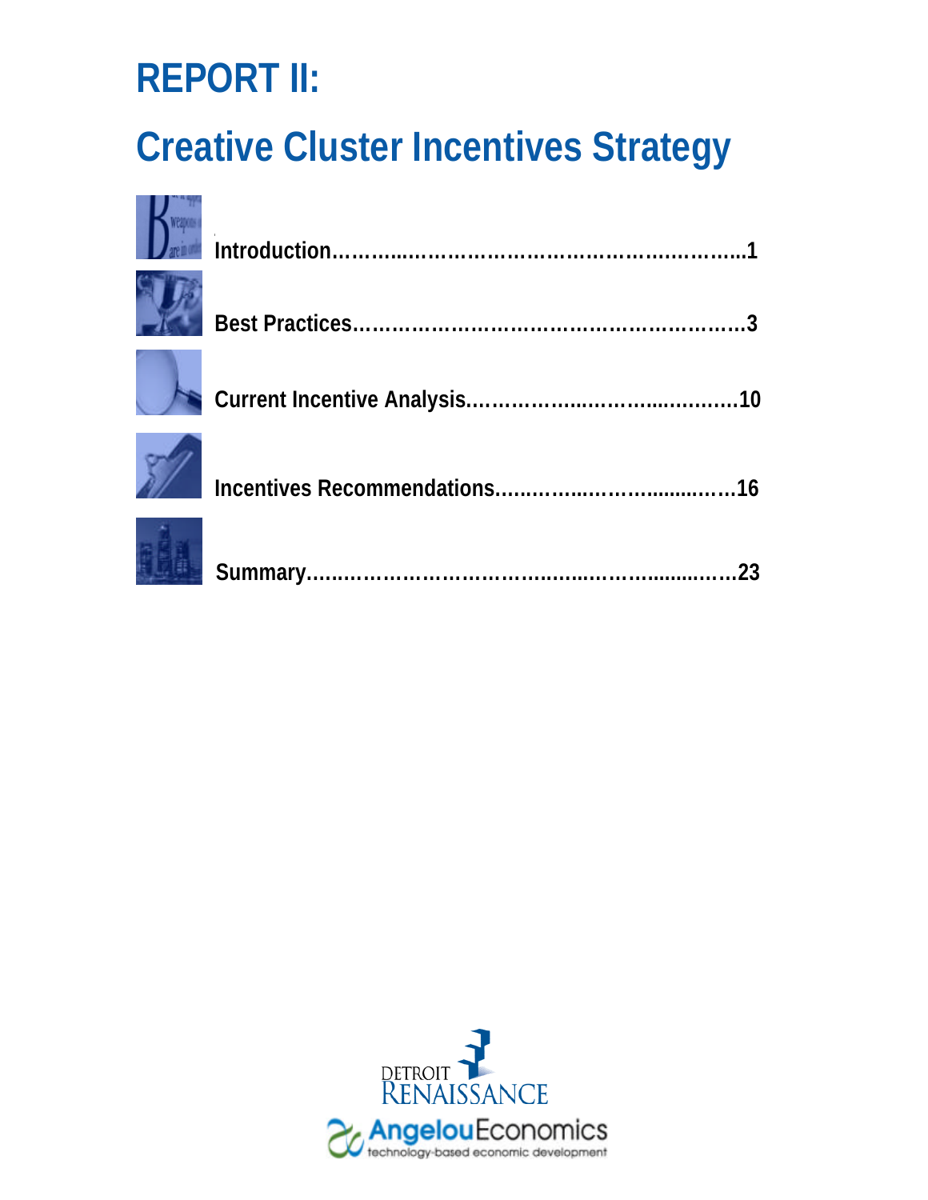# REPORT II:

# Creative Cluster Incentives Strategy

Introduction……………………………………………………………1

Best Practices…………………………………………………………3

Current Incentive Analysis…………………………………………10

Incentives Recommendations………………………………………16

Summary………………………………………………………………23

DETROIT RENAISSANCE

AngelouEconomics
technology-based economic development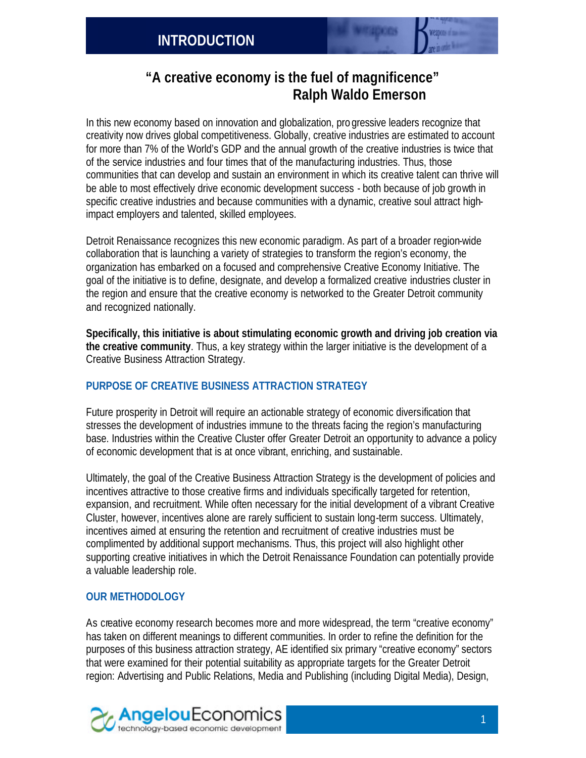# INTRODUCTION

## "A creative economy is the fuel of magnificence"
## Ralph Waldo Emerson

In this new economy based on innovation and globalization, progressive leaders recognize that creativity now drives global competitiveness. Globally, creative industries are estimated to account for more than 7% of the World's GDP and the annual growth of the creative industries is twice that of the service industries and four times that of the manufacturing industries. Thus, those communities that can develop and sustain an environment in which its creative talent can thrive will be able to most effectively drive economic development success - both because of job growth in specific creative industries and because communities with a dynamic, creative soul attract high-impact employers and talented, skilled employees.

Detroit Renaissance recognizes this new economic paradigm. As part of a broader region-wide collaboration that is launching a variety of strategies to transform the region's economy, the organization has embarked on a focused and comprehensive Creative Economy Initiative. The goal of the initiative is to define, designate, and develop a formalized creative industries cluster in the region and ensure that the creative economy is networked to the Greater Detroit community and recognized nationally.

**Specifically, this initiative is about stimulating economic growth and driving job creation via the creative community**. Thus, a key strategy within the larger initiative is the development of a Creative Business Attraction Strategy.

### PURPOSE OF CREATIVE BUSINESS ATTRACTION STRATEGY

Future prosperity in Detroit will require an actionable strategy of economic diversification that stresses the development of industries immune to the threats facing the region's manufacturing base. Industries within the Creative Cluster offer Greater Detroit an opportunity to advance a policy of economic development that is at once vibrant, enriching, and sustainable.

Ultimately, the goal of the Creative Business Attraction Strategy is the development of policies and incentives attractive to those creative firms and individuals specifically targeted for retention, expansion, and recruitment. While often necessary for the initial development of a vibrant Creative Cluster, however, incentives alone are rarely sufficient to sustain long-term success. Ultimately, incentives aimed at ensuring the retention and recruitment of creative industries must be complimented by additional support mechanisms. Thus, this project will also highlight other supporting creative initiatives in which the Detroit Renaissance Foundation can potentially provide a valuable leadership role.

### OUR METHODOLOGY

As creative economy research becomes more and more widespread, the term "creative economy" has taken on different meanings to different communities. In order to refine the definition for the purposes of this business attraction strategy, AE identified six primary "creative economy" sectors that were examined for their potential suitability as appropriate targets for the Greater Detroit region: Advertising and Public Relations, Media and Publishing (including Digital Media), Design,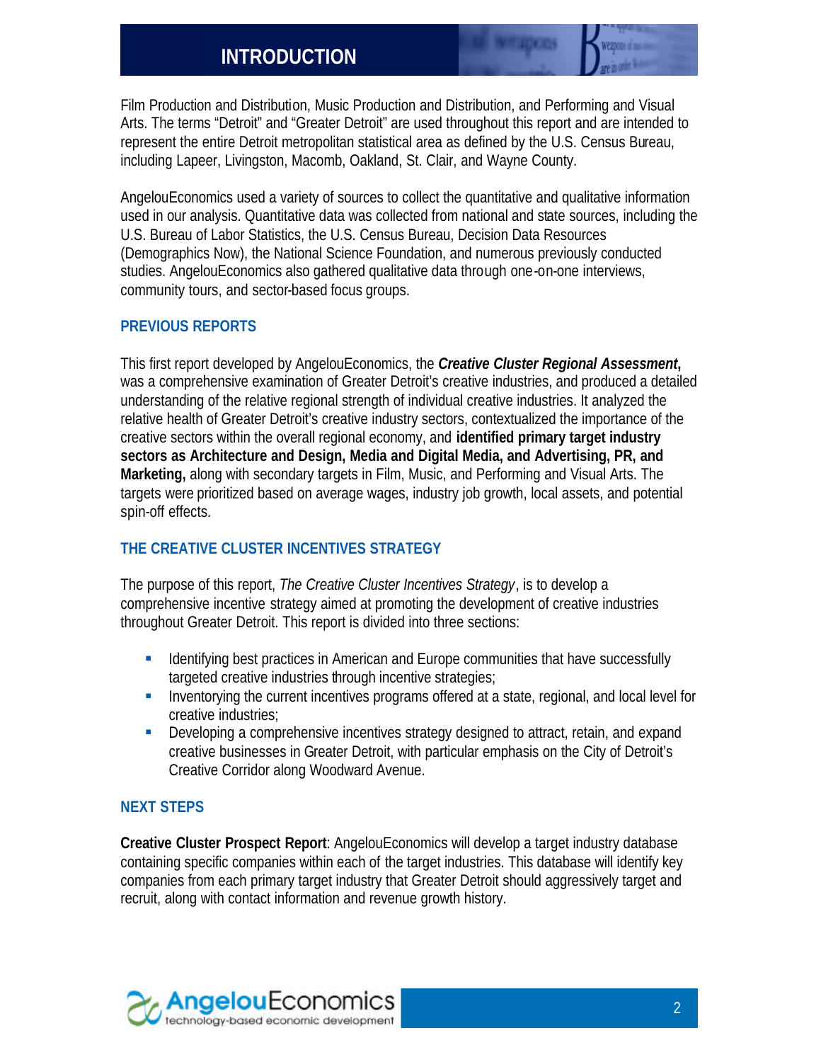Film Production and Distribution, Music Production and Distribution, and Performing and Visual Arts. The terms "Detroit" and "Greater Detroit" are used throughout this report and are intended to represent the entire Detroit metropolitan statistical area as defined by the U.S. Census Bureau, including Lapeer, Livingston, Macomb, Oakland, St. Clair, and Wayne County.

AngelouEconomics used a variety of sources to collect the quantitative and qualitative information used in our analysis. Quantitative data was collected from national and state sources, including the U.S. Bureau of Labor Statistics, the U.S. Census Bureau, Decision Data Resources (Demographics Now), the National Science Foundation, and numerous previously conducted studies. AngelouEconomics also gathered qualitative data through one-on-one interviews, community tours, and sector-based focus groups.

### PREVIOUS REPORTS

This first report developed by AngelouEconomics, the ***Creative Cluster Regional Assessment***, was a comprehensive examination of Greater Detroit's creative industries, and produced a detailed understanding of the relative regional strength of individual creative industries. It analyzed the relative health of Greater Detroit's creative industry sectors, contextualized the importance of the creative sectors within the overall regional economy, and **identified primary target industry sectors as Architecture and Design, Media and Digital Media, and Advertising, PR, and Marketing,** along with secondary targets in Film, Music, and Performing and Visual Arts. The targets were prioritized based on average wages, industry job growth, local assets, and potential spin-off effects.

### THE CREATIVE CLUSTER INCENTIVES STRATEGY

The purpose of this report, *The Creative Cluster Incentives Strategy*, is to develop a comprehensive incentive strategy aimed at promoting the development of creative industries throughout Greater Detroit. This report is divided into three sections:

- Identifying best practices in American and Europe communities that have successfully targeted creative industries through incentive strategies;
- Inventorying the current incentives programs offered at a state, regional, and local level for creative industries;
- Developing a comprehensive incentives strategy designed to attract, retain, and expand creative businesses in Greater Detroit, with particular emphasis on the City of Detroit's Creative Corridor along Woodward Avenue.

### NEXT STEPS

**Creative Cluster Prospect Report**: AngelouEconomics will develop a target industry database containing specific companies within each of the target industries. This database will identify key companies from each primary target industry that Greater Detroit should aggressively target and recruit, along with contact information and revenue growth history.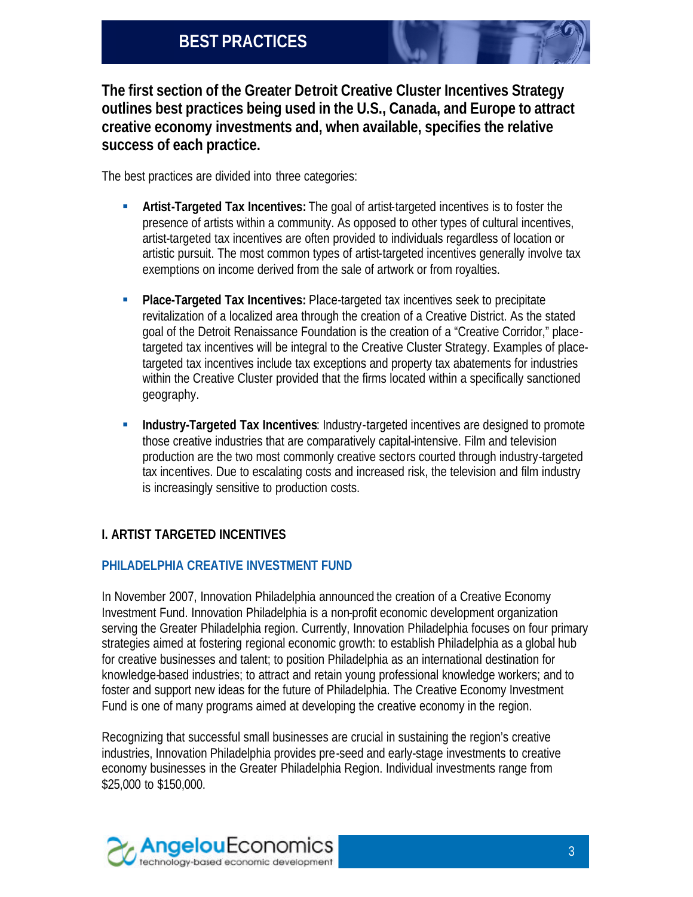# BEST PRACTICES

**The first section of the Greater Detroit Creative Cluster Incentives Strategy outlines best practices being used in the U.S., Canada, and Europe to attract creative economy investments and, when available, specifies the relative success of each practice.**

The best practices are divided into three categories:

- **Artist-Targeted Tax Incentives:** The goal of artist-targeted incentives is to foster the presence of artists within a community. As opposed to other types of cultural incentives, artist-targeted tax incentives are often provided to individuals regardless of location or artistic pursuit. The most common types of artist-targeted incentives generally involve tax exemptions on income derived from the sale of artwork or from royalties.

- **Place-Targeted Tax Incentives:** Place-targeted tax incentives seek to precipitate revitalization of a localized area through the creation of a Creative District. As the stated goal of the Detroit Renaissance Foundation is the creation of a "Creative Corridor," place-targeted tax incentives will be integral to the Creative Cluster Strategy. Examples of place-targeted tax incentives include tax exceptions and property tax abatements for industries within the Creative Cluster provided that the firms located within a specifically sanctioned geography.

- **Industry-Targeted Tax Incentives**: Industry-targeted incentives are designed to promote those creative industries that are comparatively capital-intensive. Film and television production are the two most commonly creative sectors courted through industry-targeted tax incentives. Due to escalating costs and increased risk, the television and film industry is increasingly sensitive to production costs.

## I. ARTIST TARGETED INCENTIVES

### PHILADELPHIA CREATIVE INVESTMENT FUND

In November 2007, Innovation Philadelphia announced the creation of a Creative Economy Investment Fund. Innovation Philadelphia is a non-profit economic development organization serving the Greater Philadelphia region. Currently, Innovation Philadelphia focuses on four primary strategies aimed at fostering regional economic growth: to establish Philadelphia as a global hub for creative businesses and talent; to position Philadelphia as an international destination for knowledge-based industries; to attract and retain young professional knowledge workers; and to foster and support new ideas for the future of Philadelphia. The Creative Economy Investment Fund is one of many programs aimed at developing the creative economy in the region.

Recognizing that successful small businesses are crucial in sustaining the region's creative industries, Innovation Philadelphia provides pre-seed and early-stage investments to creative economy businesses in the Greater Philadelphia Region. Individual investments range from $25,000 to $150,000.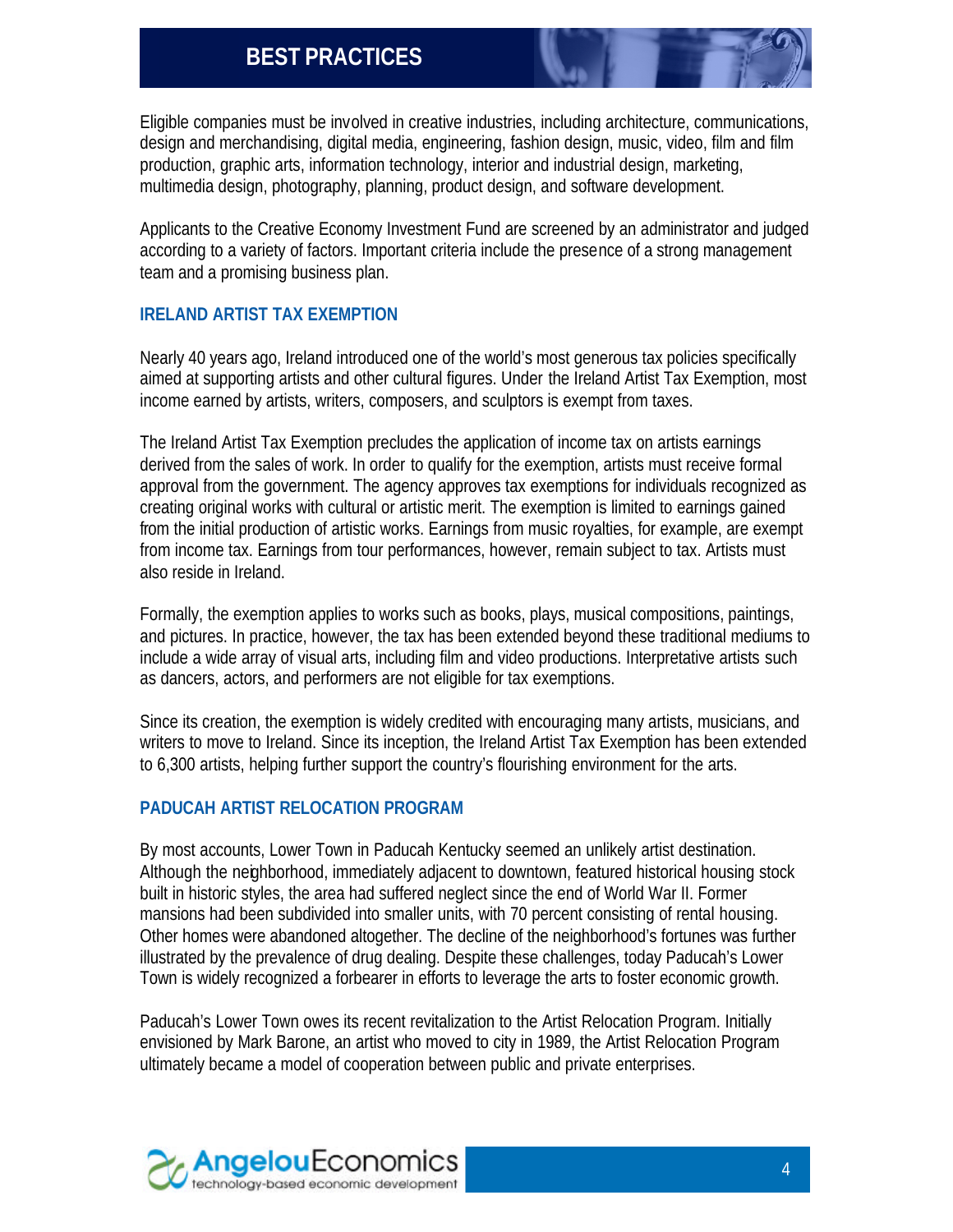Eligible companies must be involved in creative industries, including architecture, communications, design and merchandising, digital media, engineering, fashion design, music, video, film and film production, graphic arts, information technology, interior and industrial design, marketing, multimedia design, photography, planning, product design, and software development.

Applicants to the Creative Economy Investment Fund are screened by an administrator and judged according to a variety of factors. Important criteria include the presence of a strong management team and a promising business plan.

### IRELAND ARTIST TAX EXEMPTION

Nearly 40 years ago, Ireland introduced one of the world's most generous tax policies specifically aimed at supporting artists and other cultural figures. Under the Ireland Artist Tax Exemption, most income earned by artists, writers, composers, and sculptors is exempt from taxes.

The Ireland Artist Tax Exemption precludes the application of income tax on artists earnings derived from the sales of work. In order to qualify for the exemption, artists must receive formal approval from the government. The agency approves tax exemptions for individuals recognized as creating original works with cultural or artistic merit. The exemption is limited to earnings gained from the initial production of artistic works. Earnings from music royalties, for example, are exempt from income tax. Earnings from tour performances, however, remain subject to tax. Artists must also reside in Ireland.

Formally, the exemption applies to works such as books, plays, musical compositions, paintings, and pictures. In practice, however, the tax has been extended beyond these traditional mediums to include a wide array of visual arts, including film and video productions. Interpretative artists such as dancers, actors, and performers are not eligible for tax exemptions.

Since its creation, the exemption is widely credited with encouraging many artists, musicians, and writers to move to Ireland. Since its inception, the Ireland Artist Tax Exemption has been extended to 6,300 artists, helping further support the country's flourishing environment for the arts.

### PADUCAH ARTIST RELOCATION PROGRAM

By most accounts, Lower Town in Paducah Kentucky seemed an unlikely artist destination. Although the neighborhood, immediately adjacent to downtown, featured historical housing stock built in historic styles, the area had suffered neglect since the end of World War II. Former mansions had been subdivided into smaller units, with 70 percent consisting of rental housing. Other homes were abandoned altogether. The decline of the neighborhood's fortunes was further illustrated by the prevalence of drug dealing. Despite these challenges, today Paducah's Lower Town is widely recognized a forbearer in efforts to leverage the arts to foster economic growth.

Paducah's Lower Town owes its recent revitalization to the Artist Relocation Program. Initially envisioned by Mark Barone, an artist who moved to city in 1989, the Artist Relocation Program ultimately became a model of cooperation between public and private enterprises.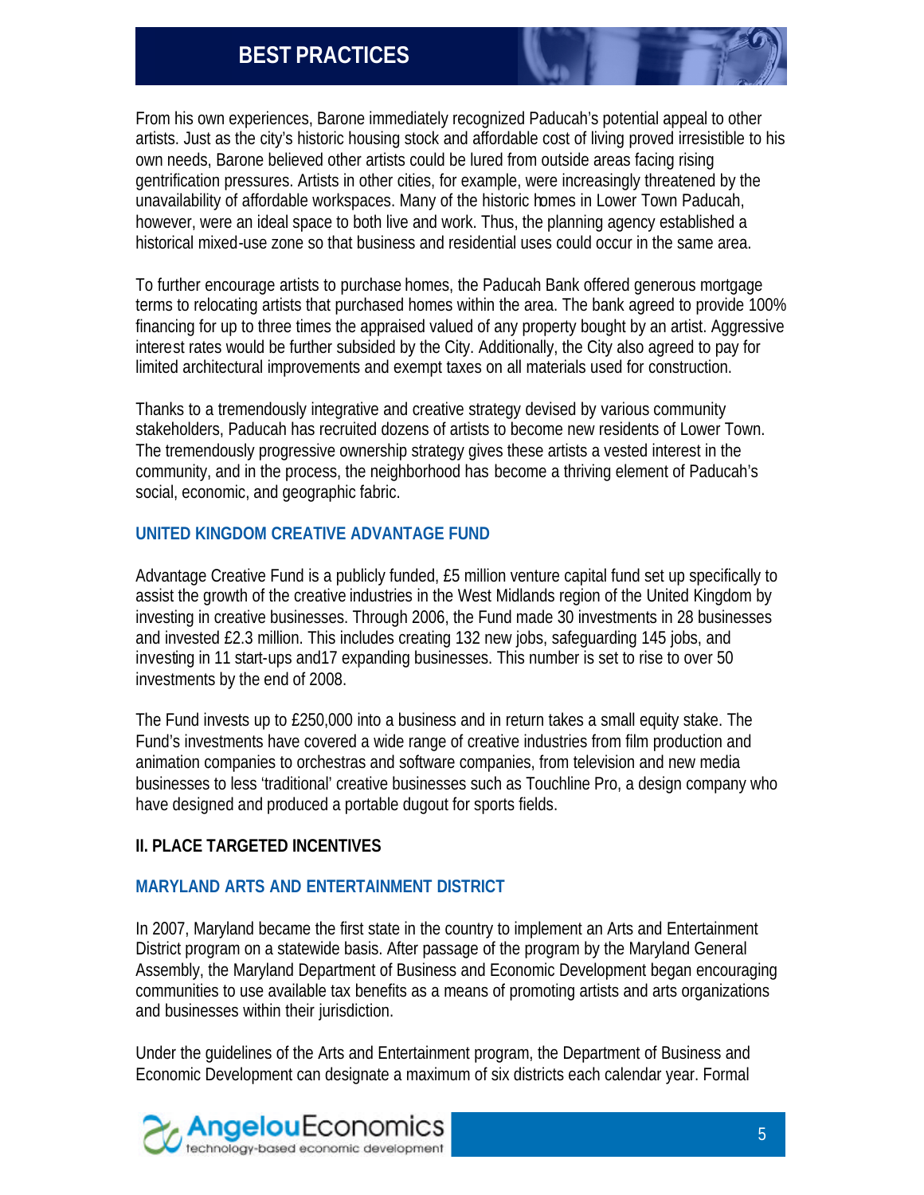From his own experiences, Barone immediately recognized Paducah's potential appeal to other artists. Just as the city's historic housing stock and affordable cost of living proved irresistible to his own needs, Barone believed other artists could be lured from outside areas facing rising gentrification pressures. Artists in other cities, for example, were increasingly threatened by the unavailability of affordable workspaces. Many of the historic homes in Lower Town Paducah, however, were an ideal space to both live and work. Thus, the planning agency established a historical mixed-use zone so that business and residential uses could occur in the same area.

To further encourage artists to purchase homes, the Paducah Bank offered generous mortgage terms to relocating artists that purchased homes within the area. The bank agreed to provide 100% financing for up to three times the appraised valued of any property bought by an artist. Aggressive interest rates would be further subsided by the City. Additionally, the City also agreed to pay for limited architectural improvements and exempt taxes on all materials used for construction.

Thanks to a tremendously integrative and creative strategy devised by various community stakeholders, Paducah has recruited dozens of artists to become new residents of Lower Town. The tremendously progressive ownership strategy gives these artists a vested interest in the community, and in the process, the neighborhood has become a thriving element of Paducah's social, economic, and geographic fabric.

### UNITED KINGDOM CREATIVE ADVANTAGE FUND

Advantage Creative Fund is a publicly funded, £5 million venture capital fund set up specifically to assist the growth of the creative industries in the West Midlands region of the United Kingdom by investing in creative businesses. Through 2006, the Fund made 30 investments in 28 businesses and invested £2.3 million. This includes creating 132 new jobs, safeguarding 145 jobs, and investing in 11 start-ups and17 expanding businesses. This number is set to rise to over 50 investments by the end of 2008.

The Fund invests up to £250,000 into a business and in return takes a small equity stake. The Fund's investments have covered a wide range of creative industries from film production and animation companies to orchestras and software companies, from television and new media businesses to less 'traditional' creative businesses such as Touchline Pro, a design company who have designed and produced a portable dugout for sports fields.

## II. PLACE TARGETED INCENTIVES

### MARYLAND ARTS AND ENTERTAINMENT DISTRICT

In 2007, Maryland became the first state in the country to implement an Arts and Entertainment District program on a statewide basis. After passage of the program by the Maryland General Assembly, the Maryland Department of Business and Economic Development began encouraging communities to use available tax benefits as a means of promoting artists and arts organizations and businesses within their jurisdiction.

Under the guidelines of the Arts and Entertainment program, the Department of Business and Economic Development can designate a maximum of six districts each calendar year. Formal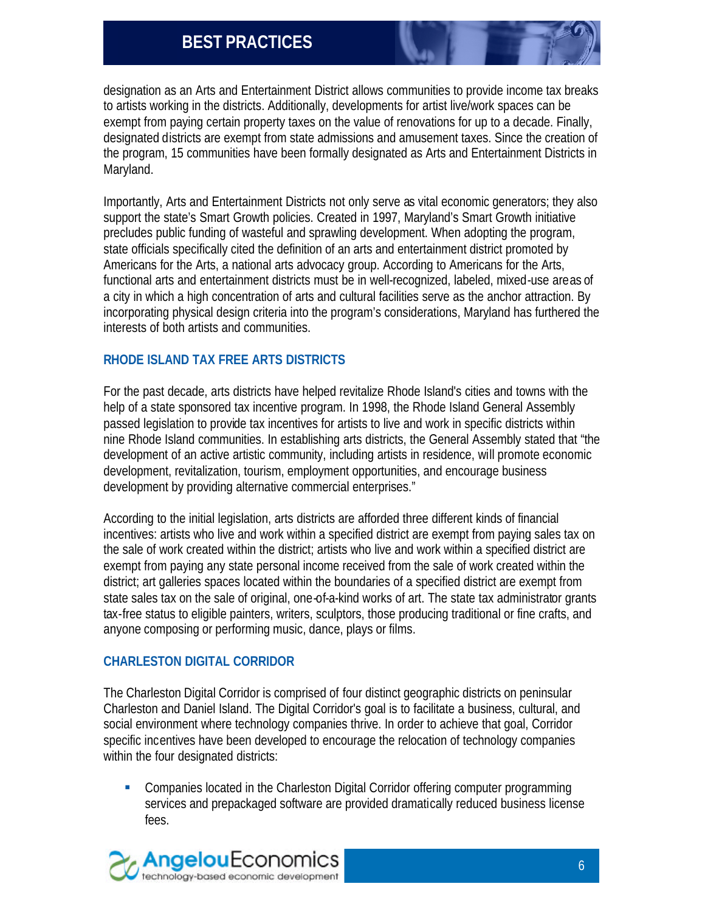designation as an Arts and Entertainment District allows communities to provide income tax breaks to artists working in the districts. Additionally, developments for artist live/work spaces can be exempt from paying certain property taxes on the value of renovations for up to a decade. Finally, designated districts are exempt from state admissions and amusement taxes. Since the creation of the program, 15 communities have been formally designated as Arts and Entertainment Districts in Maryland.

Importantly, Arts and Entertainment Districts not only serve as vital economic generators; they also support the state's Smart Growth policies. Created in 1997, Maryland's Smart Growth initiative precludes public funding of wasteful and sprawling development. When adopting the program, state officials specifically cited the definition of an arts and entertainment district promoted by Americans for the Arts, a national arts advocacy group. According to Americans for the Arts, functional arts and entertainment districts must be in well-recognized, labeled, mixed-use areas of a city in which a high concentration of arts and cultural facilities serve as the anchor attraction. By incorporating physical design criteria into the program's considerations, Maryland has furthered the interests of both artists and communities.

### RHODE ISLAND TAX FREE ARTS DISTRICTS

For the past decade, arts districts have helped revitalize Rhode Island's cities and towns with the help of a state sponsored tax incentive program. In 1998, the Rhode Island General Assembly passed legislation to provide tax incentives for artists to live and work in specific districts within nine Rhode Island communities. In establishing arts districts, the General Assembly stated that "the development of an active artistic community, including artists in residence, will promote economic development, revitalization, tourism, employment opportunities, and encourage business development by providing alternative commercial enterprises."

According to the initial legislation, arts districts are afforded three different kinds of financial incentives: artists who live and work within a specified district are exempt from paying sales tax on the sale of work created within the district; artists who live and work within a specified district are exempt from paying any state personal income received from the sale of work created within the district; art galleries spaces located within the boundaries of a specified district are exempt from state sales tax on the sale of original, one-of-a-kind works of art. The state tax administrator grants tax-free status to eligible painters, writers, sculptors, those producing traditional or fine crafts, and anyone composing or performing music, dance, plays or films.

### CHARLESTON DIGITAL CORRIDOR

The Charleston Digital Corridor is comprised of four distinct geographic districts on peninsular Charleston and Daniel Island. The Digital Corridor's goal is to facilitate a business, cultural, and social environment where technology companies thrive. In order to achieve that goal, Corridor specific incentives have been developed to encourage the relocation of technology companies within the four designated districts:

- Companies located in the Charleston Digital Corridor offering computer programming services and prepackaged software are provided dramatically reduced business license fees.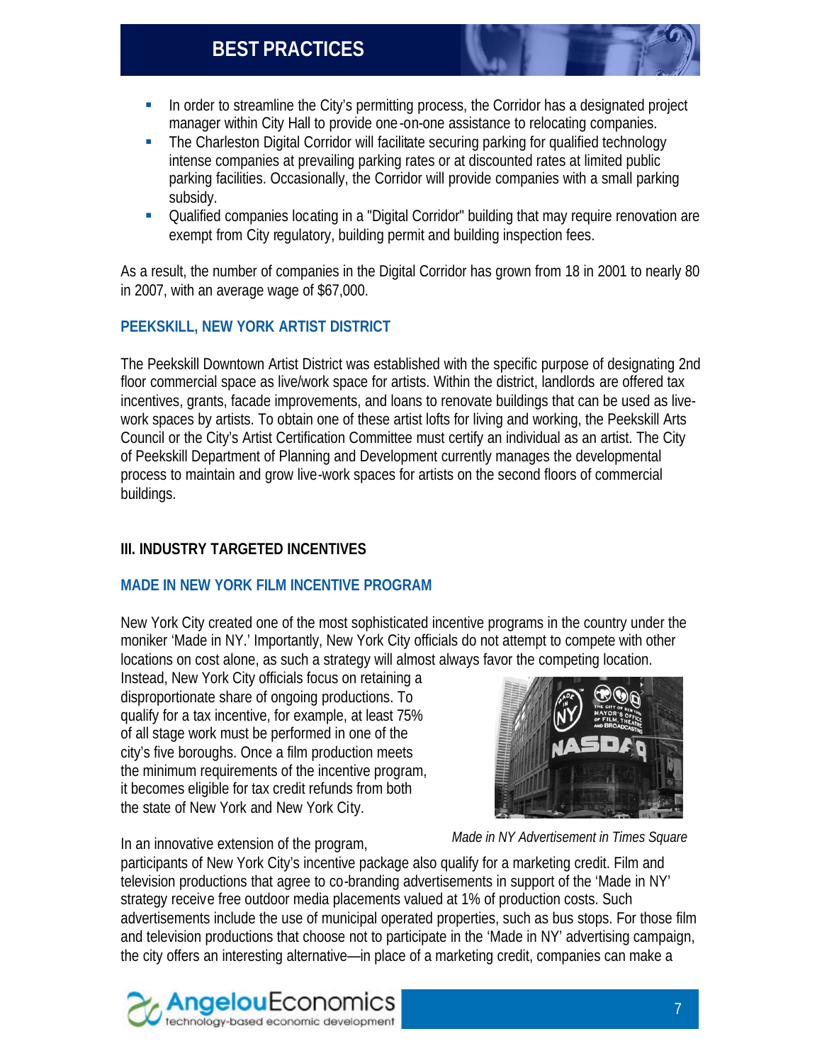- In order to streamline the City's permitting process, the Corridor has a designated project manager within City Hall to provide one-on-one assistance to relocating companies.
- The Charleston Digital Corridor will facilitate securing parking for qualified technology intense companies at prevailing parking rates or at discounted rates at limited public parking facilities. Occasionally, the Corridor will provide companies with a small parking subsidy.
- Qualified companies locating in a "Digital Corridor" building that may require renovation are exempt from City regulatory, building permit and building inspection fees.

As a result, the number of companies in the Digital Corridor has grown from 18 in 2001 to nearly 80 in 2007, with an average wage of $67,000.

### PEEKSKILL, NEW YORK ARTIST DISTRICT

The Peekskill Downtown Artist District was established with the specific purpose of designating 2nd floor commercial space as live/work space for artists. Within the district, landlords are offered tax incentives, grants, facade improvements, and loans to renovate buildings that can be used as live-work spaces by artists. To obtain one of these artist lofts for living and working, the Peekskill Arts Council or the City's Artist Certification Committee must certify an individual as an artist. The City of Peekskill Department of Planning and Development currently manages the developmental process to maintain and grow live-work spaces for artists on the second floors of commercial buildings.

## III. INDUSTRY TARGETED INCENTIVES

### MADE IN NEW YORK FILM INCENTIVE PROGRAM

New York City created one of the most sophisticated incentive programs in the country under the moniker 'Made in NY.' Importantly, New York City officials do not attempt to compete with other locations on cost alone, as such a strategy will almost always favor the competing location. Instead, New York City officials focus on retaining a disproportionate share of ongoing productions. To qualify for a tax incentive, for example, at least 75% of all stage work must be performed in one of the city's five boroughs. Once a film production meets the minimum requirements of the incentive program, it becomes eligible for tax credit refunds from both the state of New York and New York City.

*Made in NY Advertisement in Times Square*

In an innovative extension of the program, participants of New York City's incentive package also qualify for a marketing credit. Film and television productions that agree to co-branding advertisements in support of the 'Made in NY' strategy receive free outdoor media placements valued at 1% of production costs. Such advertisements include the use of municipal operated properties, such as bus stops. For those film and television productions that choose not to participate in the 'Made in NY' advertising campaign, the city offers an interesting alternative—in place of a marketing credit, companies can make a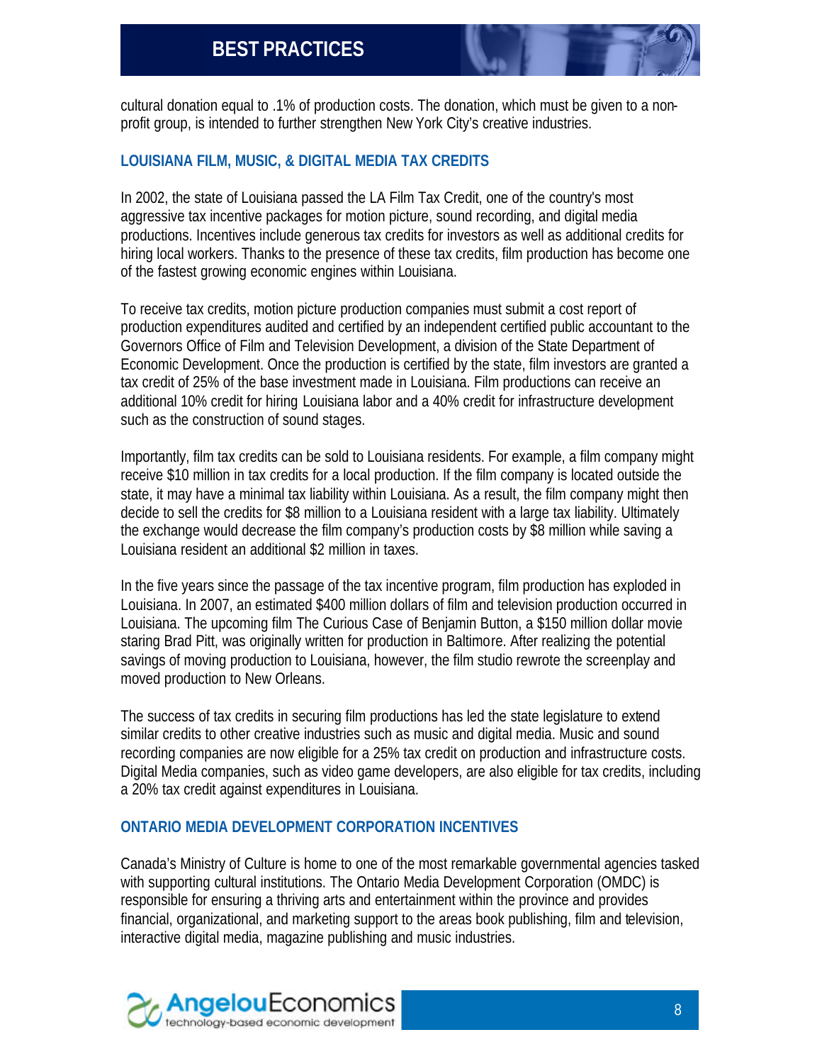cultural donation equal to .1% of production costs. The donation, which must be given to a non-profit group, is intended to further strengthen New York City's creative industries.

### LOUISIANA FILM, MUSIC, & DIGITAL MEDIA TAX CREDITS

In 2002, the state of Louisiana passed the LA Film Tax Credit, one of the country's most aggressive tax incentive packages for motion picture, sound recording, and digital media productions. Incentives include generous tax credits for investors as well as additional credits for hiring local workers. Thanks to the presence of these tax credits, film production has become one of the fastest growing economic engines within Louisiana.

To receive tax credits, motion picture production companies must submit a cost report of production expenditures audited and certified by an independent certified public accountant to the Governors Office of Film and Television Development, a division of the State Department of Economic Development. Once the production is certified by the state, film investors are granted a tax credit of 25% of the base investment made in Louisiana. Film productions can receive an additional 10% credit for hiring Louisiana labor and a 40% credit for infrastructure development such as the construction of sound stages.

Importantly, film tax credits can be sold to Louisiana residents. For example, a film company might receive $10 million in tax credits for a local production. If the film company is located outside the state, it may have a minimal tax liability within Louisiana. As a result, the film company might then decide to sell the credits for $8 million to a Louisiana resident with a large tax liability. Ultimately the exchange would decrease the film company's production costs by $8 million while saving a Louisiana resident an additional $2 million in taxes.

In the five years since the passage of the tax incentive program, film production has exploded in Louisiana. In 2007, an estimated $400 million dollars of film and television production occurred in Louisiana. The upcoming film The Curious Case of Benjamin Button, a $150 million dollar movie staring Brad Pitt, was originally written for production in Baltimore. After realizing the potential savings of moving production to Louisiana, however, the film studio rewrote the screenplay and moved production to New Orleans.

The success of tax credits in securing film productions has led the state legislature to extend similar credits to other creative industries such as music and digital media. Music and sound recording companies are now eligible for a 25% tax credit on production and infrastructure costs. Digital Media companies, such as video game developers, are also eligible for tax credits, including a 20% tax credit against expenditures in Louisiana.

### ONTARIO MEDIA DEVELOPMENT CORPORATION INCENTIVES

Canada's Ministry of Culture is home to one of the most remarkable governmental agencies tasked with supporting cultural institutions. The Ontario Media Development Corporation (OMDC) is responsible for ensuring a thriving arts and entertainment within the province and provides financial, organizational, and marketing support to the areas book publishing, film and television, interactive digital media, magazine publishing and music industries.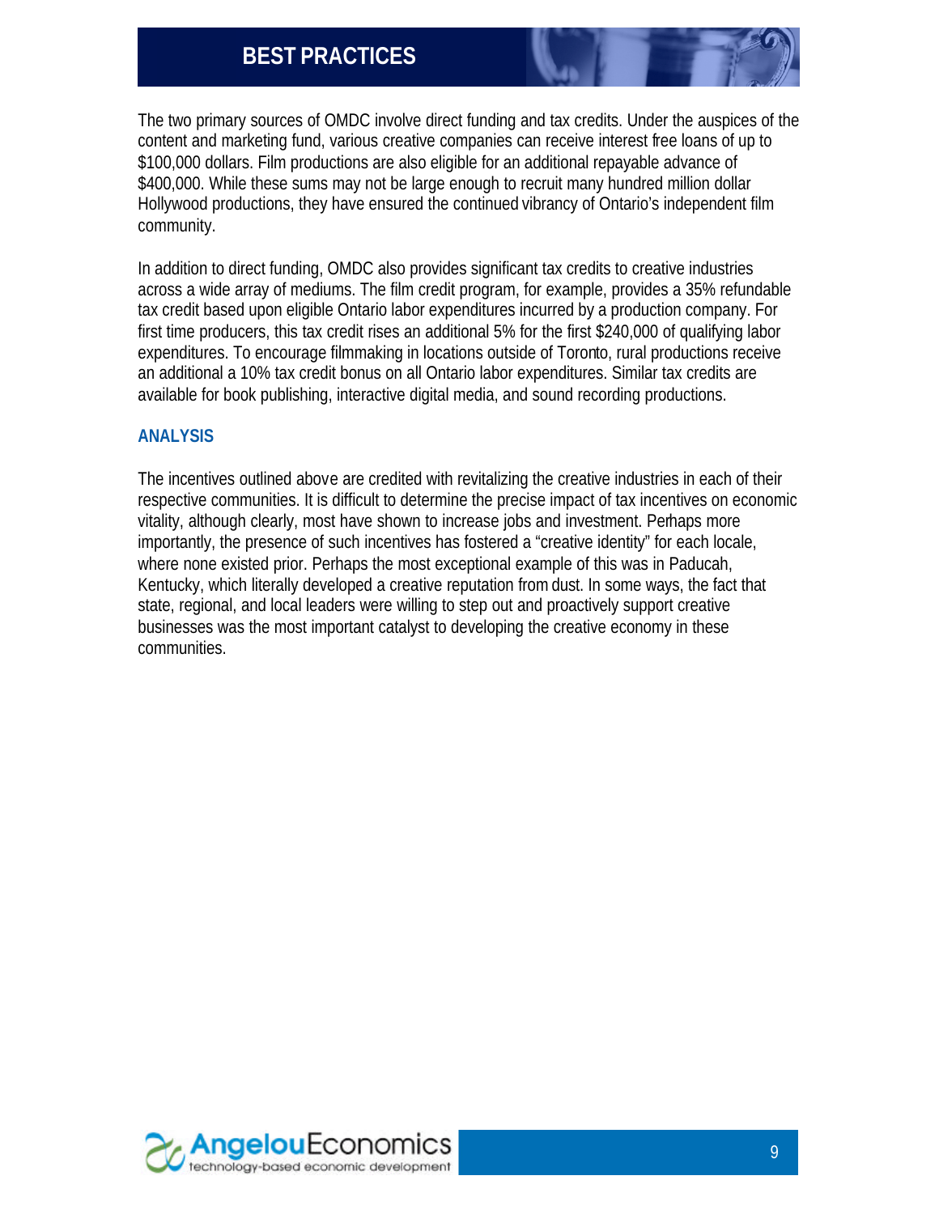The two primary sources of OMDC involve direct funding and tax credits. Under the auspices of the content and marketing fund, various creative companies can receive interest free loans of up to $100,000 dollars. Film productions are also eligible for an additional repayable advance of $400,000. While these sums may not be large enough to recruit many hundred million dollar Hollywood productions, they have ensured the continued vibrancy of Ontario's independent film community.

In addition to direct funding, OMDC also provides significant tax credits to creative industries across a wide array of mediums. The film credit program, for example, provides a 35% refundable tax credit based upon eligible Ontario labor expenditures incurred by a production company. For first time producers, this tax credit rises an additional 5% for the first $240,000 of qualifying labor expenditures. To encourage filmmaking in locations outside of Toronto, rural productions receive an additional a 10% tax credit bonus on all Ontario labor expenditures. Similar tax credits are available for book publishing, interactive digital media, and sound recording productions.

## ANALYSIS

The incentives outlined above are credited with revitalizing the creative industries in each of their respective communities. It is difficult to determine the precise impact of tax incentives on economic vitality, although clearly, most have shown to increase jobs and investment. Perhaps more importantly, the presence of such incentives has fostered a "creative identity" for each locale, where none existed prior. Perhaps the most exceptional example of this was in Paducah, Kentucky, which literally developed a creative reputation from dust. In some ways, the fact that state, regional, and local leaders were willing to step out and proactively support creative businesses was the most important catalyst to developing the creative economy in these communities.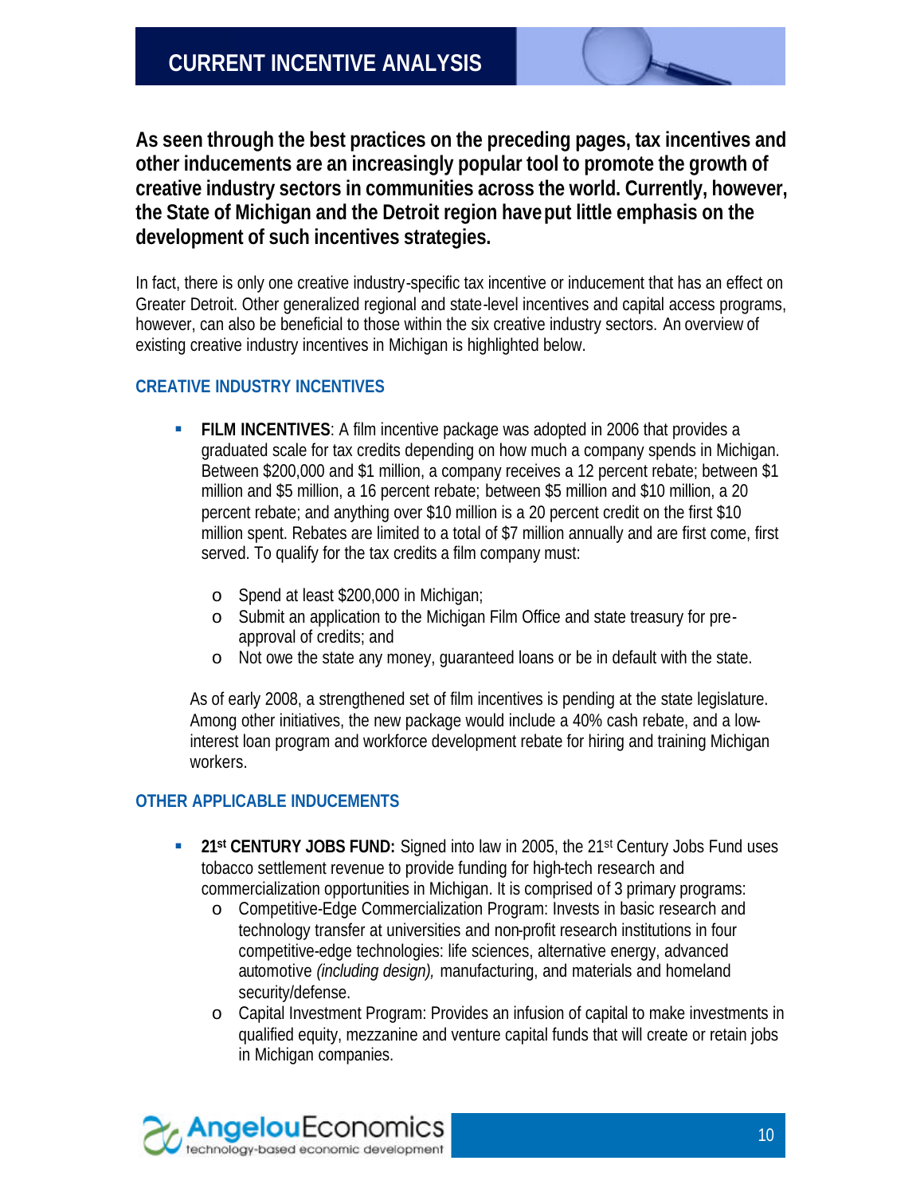# CURRENT INCENTIVE ANALYSIS

**As seen through the best practices on the preceding pages, tax incentives and other inducements are an increasingly popular tool to promote the growth of creative industry sectors in communities across the world. Currently, however, the State of Michigan and the Detroit region have put little emphasis on the development of such incentives strategies.**

In fact, there is only one creative industry-specific tax incentive or inducement that has an effect on Greater Detroit. Other generalized regional and state-level incentives and capital access programs, however, can also be beneficial to those within the six creative industry sectors. An overview of existing creative industry incentives in Michigan is highlighted below.

## CREATIVE INDUSTRY INCENTIVES

- **FILM INCENTIVES**: A film incentive package was adopted in 2006 that provides a graduated scale for tax credits depending on how much a company spends in Michigan. Between $200,000 and $1 million, a company receives a 12 percent rebate; between $1 million and $5 million, a 16 percent rebate; between $5 million and $10 million, a 20 percent rebate; and anything over $10 million is a 20 percent credit on the first $10 million spent. Rebates are limited to a total of $7 million annually and are first come, first served. To qualify for the tax credits a film company must:
    - Spend at least $200,000 in Michigan;
    - Submit an application to the Michigan Film Office and state treasury for pre-approval of credits; and
    - Not owe the state any money, guaranteed loans or be in default with the state.

  As of early 2008, a strengthened set of film incentives is pending at the state legislature. Among other initiatives, the new package would include a 40% cash rebate, and a low-interest loan program and workforce development rebate for hiring and training Michigan workers.

## OTHER APPLICABLE INDUCEMENTS

- **21st CENTURY JOBS FUND:** Signed into law in 2005, the 21st Century Jobs Fund uses tobacco settlement revenue to provide funding for high-tech research and commercialization opportunities in Michigan. It is comprised of 3 primary programs:
    - Competitive-Edge Commercialization Program: Invests in basic research and technology transfer at universities and non-profit research institutions in four competitive-edge technologies: life sciences, alternative energy, advanced automotive *(including design),* manufacturing, and materials and homeland security/defense.
    - Capital Investment Program: Provides an infusion of capital to make investments in qualified equity, mezzanine and venture capital funds that will create or retain jobs in Michigan companies.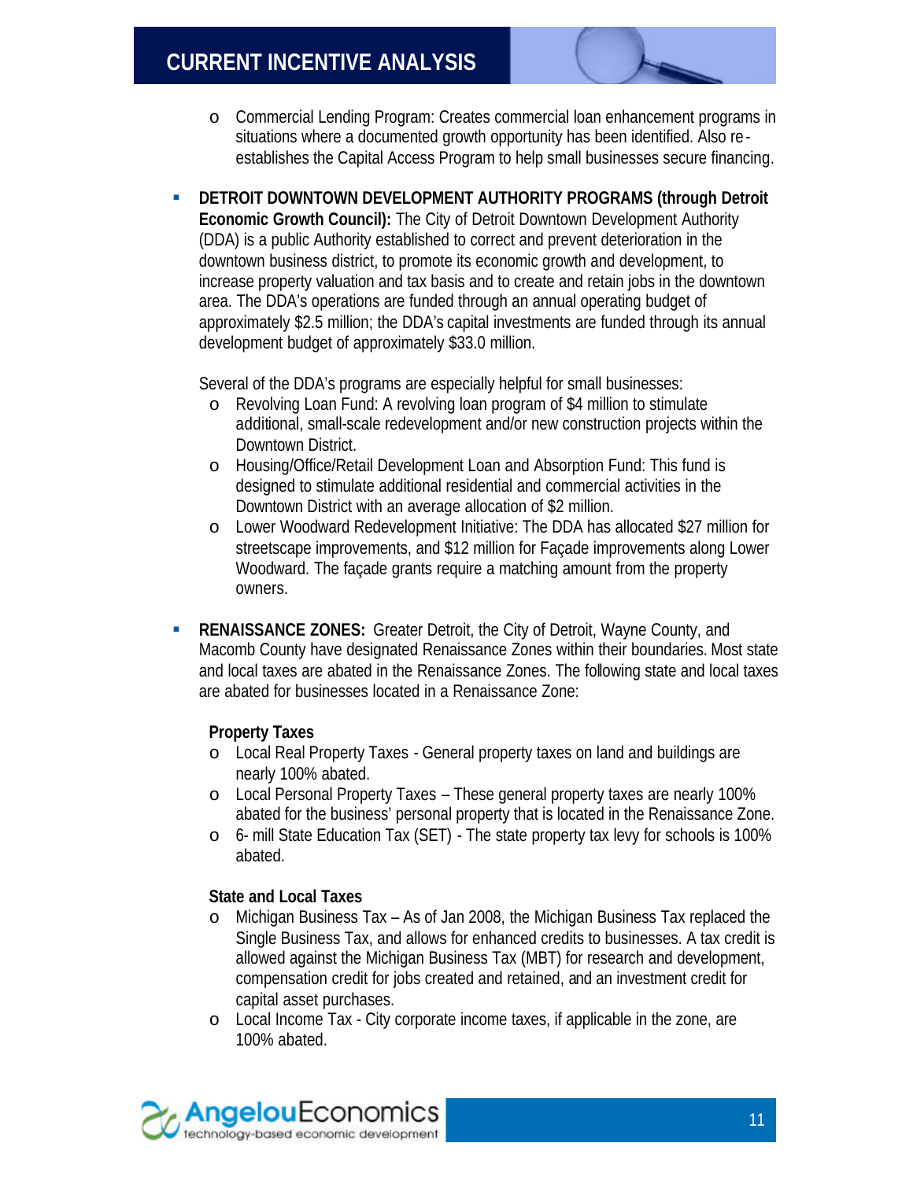- Commercial Lending Program: Creates commercial loan enhancement programs in situations where a documented growth opportunity has been identified. Also re-establishes the Capital Access Program to help small businesses secure financing.

- **DETROIT DOWNTOWN DEVELOPMENT AUTHORITY PROGRAMS (through Detroit Economic Growth Council):** The City of Detroit Downtown Development Authority (DDA) is a public Authority established to correct and prevent deterioration in the downtown business district, to promote its economic growth and development, to increase property valuation and tax basis and to create and retain jobs in the downtown area. The DDA's operations are funded through an annual operating budget of approximately $2.5 million; the DDA's capital investments are funded through its annual development budget of approximately $33.0 million.

  Several of the DDA's programs are especially helpful for small businesses:
  - Revolving Loan Fund: A revolving loan program of $4 million to stimulate additional, small-scale redevelopment and/or new construction projects within the Downtown District.
  - Housing/Office/Retail Development Loan and Absorption Fund: This fund is designed to stimulate additional residential and commercial activities in the Downtown District with an average allocation of $2 million.
  - Lower Woodward Redevelopment Initiative: The DDA has allocated $27 million for streetscape improvements, and $12 million for Façade improvements along Lower Woodward. The façade grants require a matching amount from the property owners.

- **RENAISSANCE ZONES:** Greater Detroit, the City of Detroit, Wayne County, and Macomb County have designated Renaissance Zones within their boundaries. Most state and local taxes are abated in the Renaissance Zones. The following state and local taxes are abated for businesses located in a Renaissance Zone:

  **Property Taxes**
  - Local Real Property Taxes - General property taxes on land and buildings are nearly 100% abated.
  - Local Personal Property Taxes – These general property taxes are nearly 100% abated for the business' personal property that is located in the Renaissance Zone.
  - 6- mill State Education Tax (SET) - The state property tax levy for schools is 100% abated.

  **State and Local Taxes**
  - Michigan Business Tax – As of Jan 2008, the Michigan Business Tax replaced the Single Business Tax, and allows for enhanced credits to businesses. A tax credit is allowed against the Michigan Business Tax (MBT) for research and development, compensation credit for jobs created and retained, and an investment credit for capital asset purchases.
  - Local Income Tax - City corporate income taxes, if applicable in the zone, are 100% abated.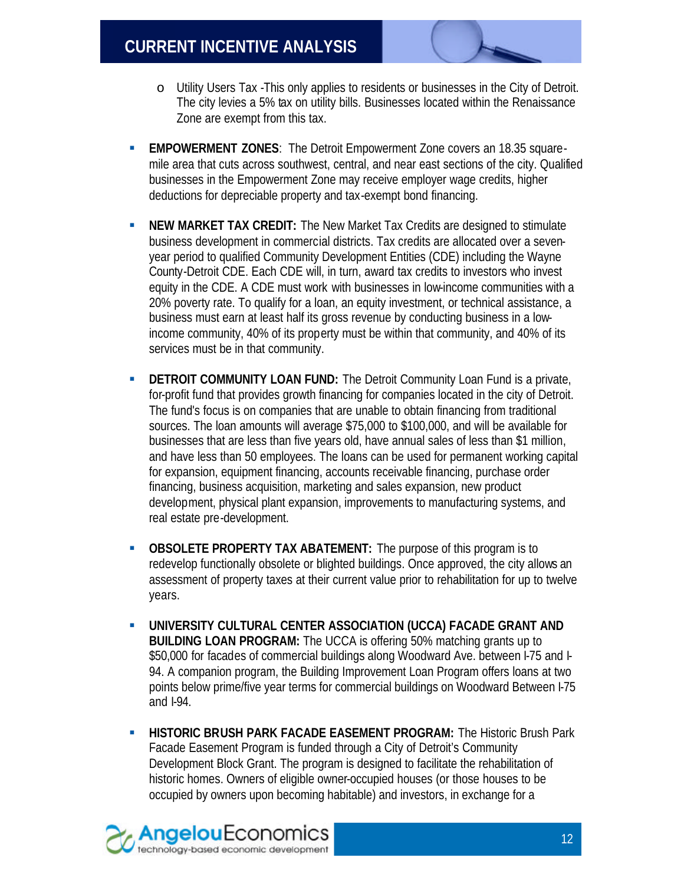- Utility Users Tax -This only applies to residents or businesses in the City of Detroit. The city levies a 5% tax on utility bills. Businesses located within the Renaissance Zone are exempt from this tax.

- **EMPOWERMENT ZONES**: The Detroit Empowerment Zone covers an 18.35 square-mile area that cuts across southwest, central, and near east sections of the city. Qualified businesses in the Empowerment Zone may receive employer wage credits, higher deductions for depreciable property and tax-exempt bond financing.

- **NEW MARKET TAX CREDIT:** The New Market Tax Credits are designed to stimulate business development in commercial districts. Tax credits are allocated over a seven-year period to qualified Community Development Entities (CDE) including the Wayne County-Detroit CDE. Each CDE will, in turn, award tax credits to investors who invest equity in the CDE. A CDE must work with businesses in low-income communities with a 20% poverty rate. To qualify for a loan, an equity investment, or technical assistance, a business must earn at least half its gross revenue by conducting business in a low-income community, 40% of its property must be within that community, and 40% of its services must be in that community.

- **DETROIT COMMUNITY LOAN FUND:** The Detroit Community Loan Fund is a private, for-profit fund that provides growth financing for companies located in the city of Detroit. The fund's focus is on companies that are unable to obtain financing from traditional sources. The loan amounts will average $75,000 to $100,000, and will be available for businesses that are less than five years old, have annual sales of less than $1 million, and have less than 50 employees. The loans can be used for permanent working capital for expansion, equipment financing, accounts receivable financing, purchase order financing, business acquisition, marketing and sales expansion, new product development, physical plant expansion, improvements to manufacturing systems, and real estate pre-development.

- **OBSOLETE PROPERTY TAX ABATEMENT:** The purpose of this program is to redevelop functionally obsolete or blighted buildings. Once approved, the city allows an assessment of property taxes at their current value prior to rehabilitation for up to twelve years.

- **UNIVERSITY CULTURAL CENTER ASSOCIATION (UCCA) FACADE GRANT AND BUILDING LOAN PROGRAM:** The UCCA is offering 50% matching grants up to $50,000 for facades of commercial buildings along Woodward Ave. between I-75 and I-94. A companion program, the Building Improvement Loan Program offers loans at two points below prime/five year terms for commercial buildings on Woodward Between I-75 and I-94.

- **HISTORIC BRUSH PARK FACADE EASEMENT PROGRAM:** The Historic Brush Park Facade Easement Program is funded through a City of Detroit's Community Development Block Grant. The program is designed to facilitate the rehabilitation of historic homes. Owners of eligible owner-occupied houses (or those houses to be occupied by owners upon becoming habitable) and investors, in exchange for a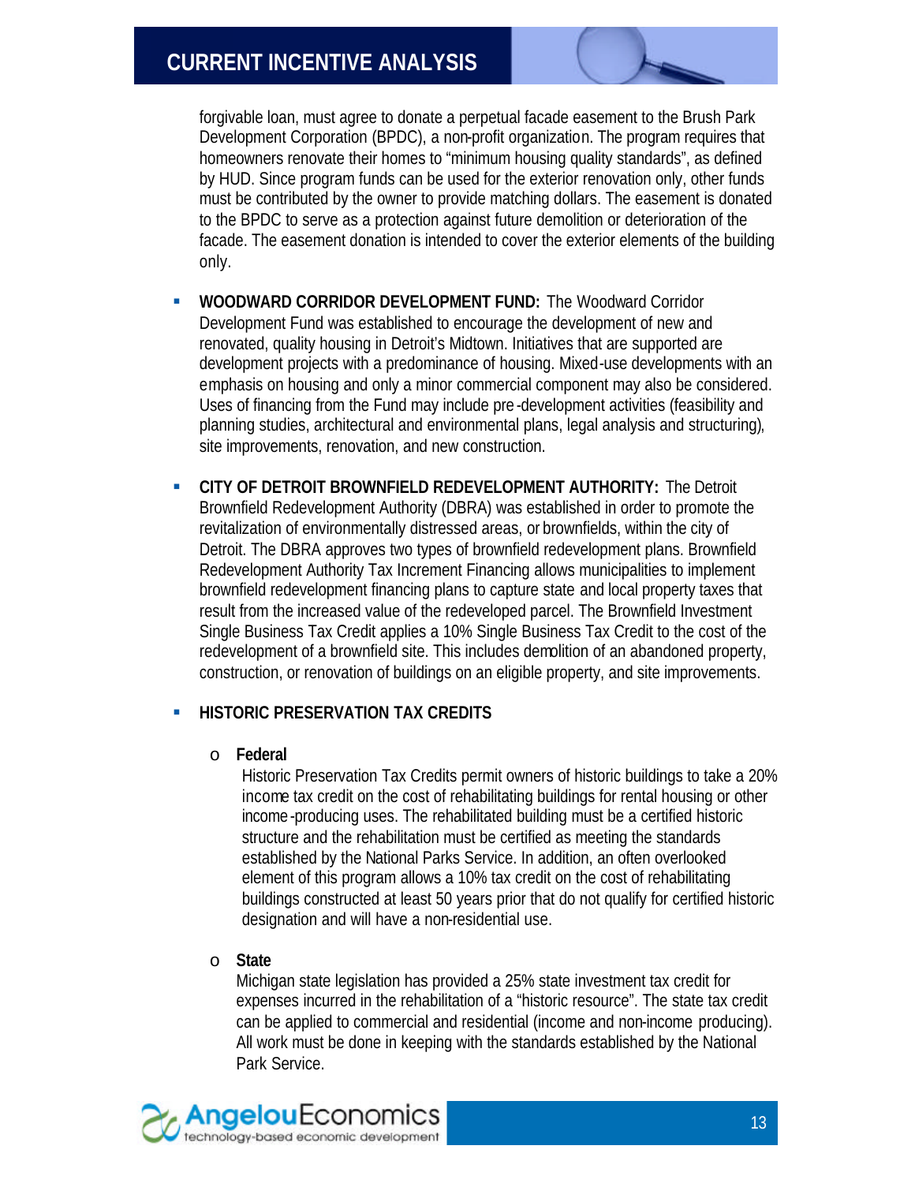forgivable loan, must agree to donate a perpetual facade easement to the Brush Park Development Corporation (BPDC), a non-profit organization. The program requires that homeowners renovate their homes to "minimum housing quality standards", as defined by HUD. Since program funds can be used for the exterior renovation only, other funds must be contributed by the owner to provide matching dollars. The easement is donated to the BPDC to serve as a protection against future demolition or deterioration of the facade. The easement donation is intended to cover the exterior elements of the building only.

- **WOODWARD CORRIDOR DEVELOPMENT FUND:** The Woodward Corridor Development Fund was established to encourage the development of new and renovated, quality housing in Detroit's Midtown. Initiatives that are supported are development projects with a predominance of housing. Mixed-use developments with an emphasis on housing and only a minor commercial component may also be considered. Uses of financing from the Fund may include pre-development activities (feasibility and planning studies, architectural and environmental plans, legal analysis and structuring), site improvements, renovation, and new construction.

- **CITY OF DETROIT BROWNFIELD REDEVELOPMENT AUTHORITY:** The Detroit Brownfield Redevelopment Authority (DBRA) was established in order to promote the revitalization of environmentally distressed areas, or brownfields, within the city of Detroit. The DBRA approves two types of brownfield redevelopment plans. Brownfield Redevelopment Authority Tax Increment Financing allows municipalities to implement brownfield redevelopment financing plans to capture state and local property taxes that result from the increased value of the redeveloped parcel. The Brownfield Investment Single Business Tax Credit applies a 10% Single Business Tax Credit to the cost of the redevelopment of a brownfield site. This includes demolition of an abandoned property, construction, or renovation of buildings on an eligible property, and site improvements.

- **HISTORIC PRESERVATION TAX CREDITS**

  - **Federal**
    Historic Preservation Tax Credits permit owners of historic buildings to take a 20% income tax credit on the cost of rehabilitating buildings for rental housing or other income-producing uses. The rehabilitated building must be a certified historic structure and the rehabilitation must be certified as meeting the standards established by the National Parks Service. In addition, an often overlooked element of this program allows a 10% tax credit on the cost of rehabilitating buildings constructed at least 50 years prior that do not qualify for certified historic designation and will have a non-residential use.

  - **State**
    Michigan state legislation has provided a 25% state investment tax credit for expenses incurred in the rehabilitation of a "historic resource". The state tax credit can be applied to commercial and residential (income and non-income producing). All work must be done in keeping with the standards established by the National Park Service.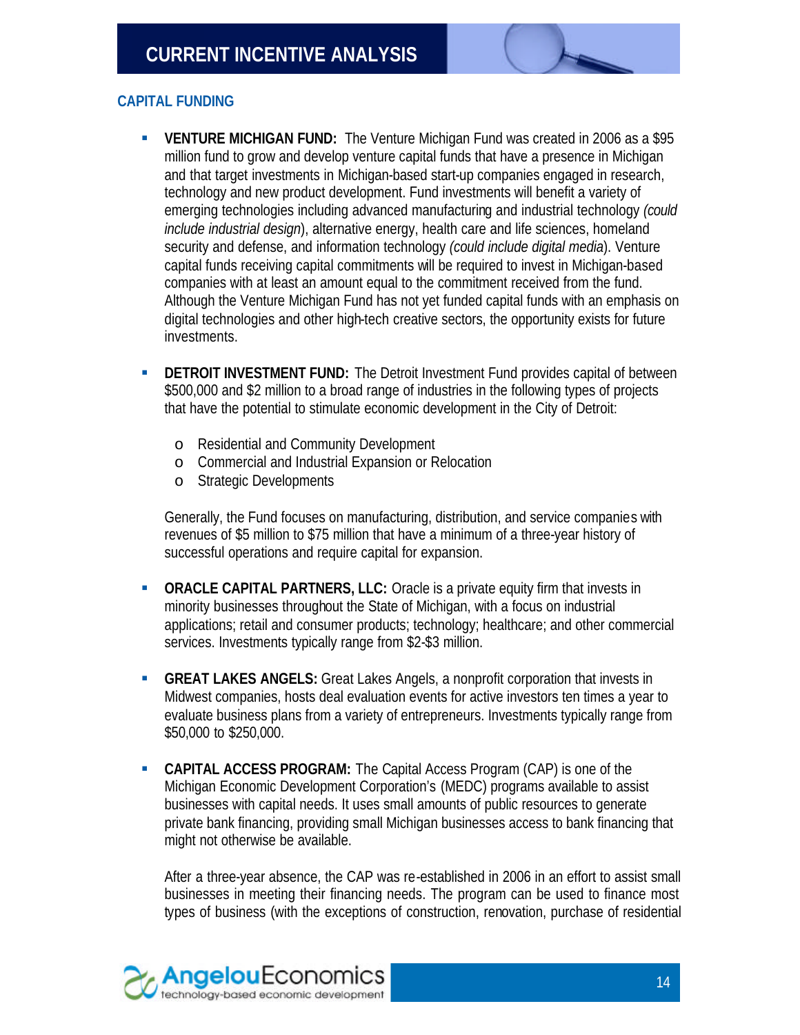# CURRENT INCENTIVE ANALYSIS

## CAPITAL FUNDING

- **VENTURE MICHIGAN FUND:** The Venture Michigan Fund was created in 2006 as a $95 million fund to grow and develop venture capital funds that have a presence in Michigan and that target investments in Michigan-based start-up companies engaged in research, technology and new product development. Fund investments will benefit a variety of emerging technologies including advanced manufacturing and industrial technology *(could include industrial design)*, alternative energy, health care and life sciences, homeland security and defense, and information technology *(could include digital media)*. Venture capital funds receiving capital commitments will be required to invest in Michigan-based companies with at least an amount equal to the commitment received from the fund. Although the Venture Michigan Fund has not yet funded capital funds with an emphasis on digital technologies and other high-tech creative sectors, the opportunity exists for future investments.

- **DETROIT INVESTMENT FUND:** The Detroit Investment Fund provides capital of between $500,000 and $2 million to a broad range of industries in the following types of projects that have the potential to stimulate economic development in the City of Detroit:

  - Residential and Community Development
  - Commercial and Industrial Expansion or Relocation
  - Strategic Developments

  Generally, the Fund focuses on manufacturing, distribution, and service companies with revenues of $5 million to $75 million that have a minimum of a three-year history of successful operations and require capital for expansion.

- **ORACLE CAPITAL PARTNERS, LLC:** Oracle is a private equity firm that invests in minority businesses throughout the State of Michigan, with a focus on industrial applications; retail and consumer products; technology; healthcare; and other commercial services. Investments typically range from $2-$3 million.

- **GREAT LAKES ANGELS:** Great Lakes Angels, a nonprofit corporation that invests in Midwest companies, hosts deal evaluation events for active investors ten times a year to evaluate business plans from a variety of entrepreneurs. Investments typically range from $50,000 to $250,000.

- **CAPITAL ACCESS PROGRAM:** The Capital Access Program (CAP) is one of the Michigan Economic Development Corporation's (MEDC) programs available to assist businesses with capital needs. It uses small amounts of public resources to generate private bank financing, providing small Michigan businesses access to bank financing that might not otherwise be available.

  After a three-year absence, the CAP was re-established in 2006 in an effort to assist small businesses in meeting their financing needs. The program can be used to finance most types of business (with the exceptions of construction, renovation, purchase of residential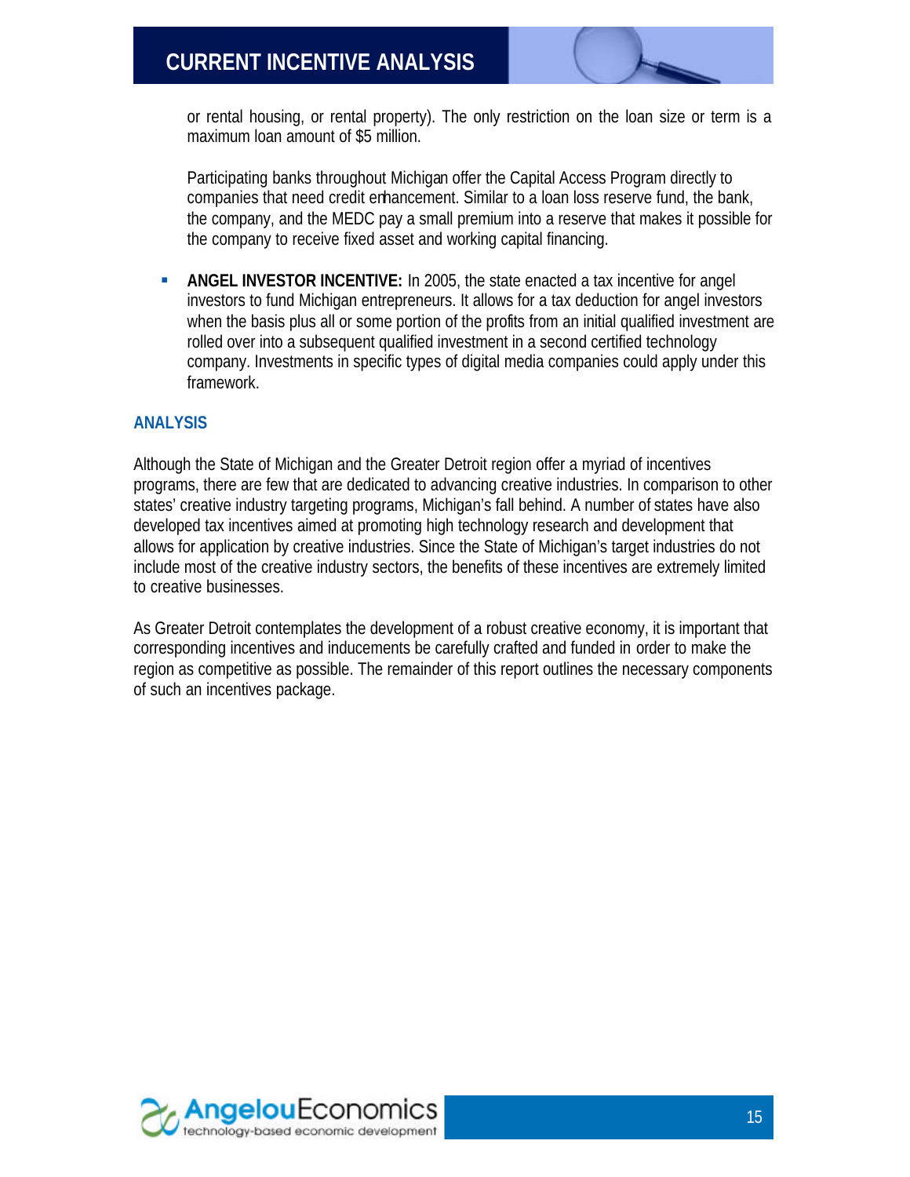or rental housing, or rental property). The only restriction on the loan size or term is a maximum loan amount of $5 million.

Participating banks throughout Michigan offer the Capital Access Program directly to companies that need credit enhancement. Similar to a loan loss reserve fund, the bank, the company, and the MEDC pay a small premium into a reserve that makes it possible for the company to receive fixed asset and working capital financing.

- **ANGEL INVESTOR INCENTIVE:** In 2005, the state enacted a tax incentive for angel investors to fund Michigan entrepreneurs. It allows for a tax deduction for angel investors when the basis plus all or some portion of the profits from an initial qualified investment are rolled over into a subsequent qualified investment in a second certified technology company. Investments in specific types of digital media companies could apply under this framework.

## ANALYSIS

Although the State of Michigan and the Greater Detroit region offer a myriad of incentives programs, there are few that are dedicated to advancing creative industries. In comparison to other states' creative industry targeting programs, Michigan's fall behind. A number of states have also developed tax incentives aimed at promoting high technology research and development that allows for application by creative industries. Since the State of Michigan's target industries do not include most of the creative industry sectors, the benefits of these incentives are extremely limited to creative businesses.

As Greater Detroit contemplates the development of a robust creative economy, it is important that corresponding incentives and inducements be carefully crafted and funded in order to make the region as competitive as possible. The remainder of this report outlines the necessary components of such an incentives package.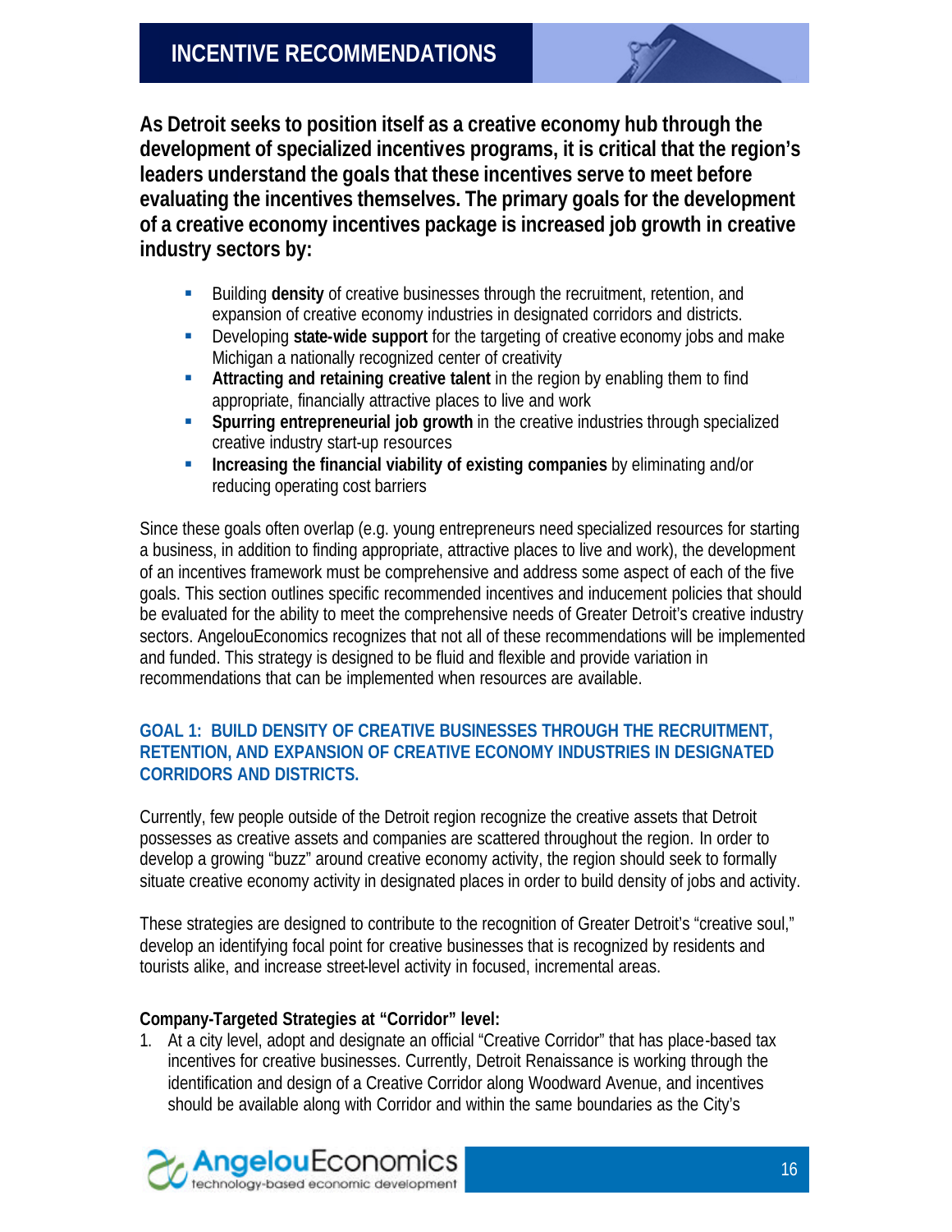## INCENTIVE RECOMMENDATIONS

**As Detroit seeks to position itself as a creative economy hub through the development of specialized incentives programs, it is critical that the region's leaders understand the goals that these incentives serve to meet before evaluating the incentives themselves. The primary goals for the development of a creative economy incentives package is increased job growth in creative industry sectors by:**

- Building **density** of creative businesses through the recruitment, retention, and expansion of creative economy industries in designated corridors and districts.
- Developing **state-wide support** for the targeting of creative economy jobs and make Michigan a nationally recognized center of creativity
- **Attracting and retaining creative talent** in the region by enabling them to find appropriate, financially attractive places to live and work
- **Spurring entrepreneurial job growth** in the creative industries through specialized creative industry start-up resources
- **Increasing the financial viability of existing companies** by eliminating and/or reducing operating cost barriers

Since these goals often overlap (e.g. young entrepreneurs need specialized resources for starting a business, in addition to finding appropriate, attractive places to live and work), the development of an incentives framework must be comprehensive and address some aspect of each of the five goals. This section outlines specific recommended incentives and inducement policies that should be evaluated for the ability to meet the comprehensive needs of Greater Detroit's creative industry sectors. AngelouEconomics recognizes that not all of these recommendations will be implemented and funded. This strategy is designed to be fluid and flexible and provide variation in recommendations that can be implemented when resources are available.

### GOAL 1: BUILD DENSITY OF CREATIVE BUSINESSES THROUGH THE RECRUITMENT, RETENTION, AND EXPANSION OF CREATIVE ECONOMY INDUSTRIES IN DESIGNATED CORRIDORS AND DISTRICTS.

Currently, few people outside of the Detroit region recognize the creative assets that Detroit possesses as creative assets and companies are scattered throughout the region. In order to develop a growing "buzz" around creative economy activity, the region should seek to formally situate creative economy activity in designated places in order to build density of jobs and activity.

These strategies are designed to contribute to the recognition of Greater Detroit's "creative soul," develop an identifying focal point for creative businesses that is recognized by residents and tourists alike, and increase street-level activity in focused, incremental areas.

**Company-Targeted Strategies at "Corridor" level:**

1. At a city level, adopt and designate an official "Creative Corridor" that has place-based tax incentives for creative businesses. Currently, Detroit Renaissance is working through the identification and design of a Creative Corridor along Woodward Avenue, and incentives should be available along with Corridor and within the same boundaries as the City's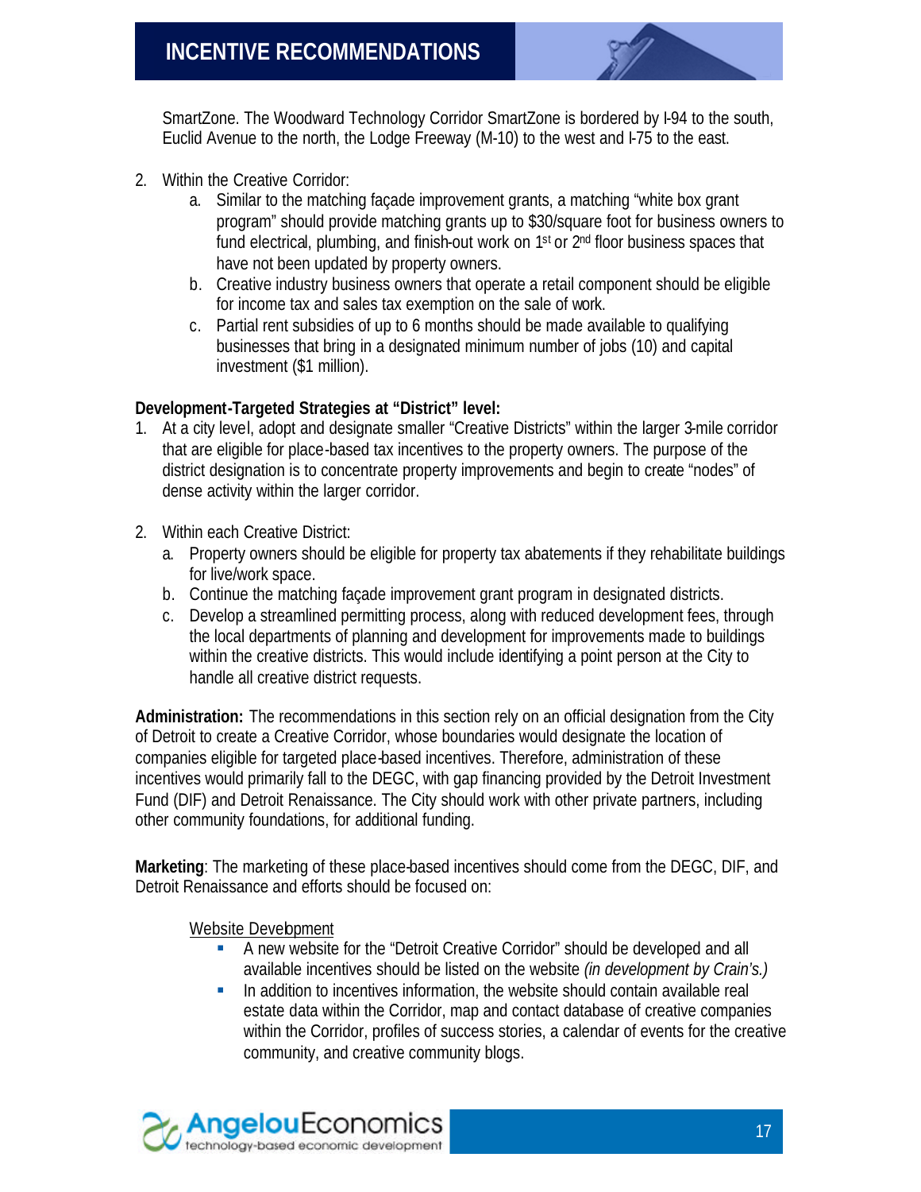SmartZone. The Woodward Technology Corridor SmartZone is bordered by I-94 to the south, Euclid Avenue to the north, the Lodge Freeway (M-10) to the west and I-75 to the east.

2. Within the Creative Corridor:
   a. Similar to the matching façade improvement grants, a matching “white box grant program” should provide matching grants up to $30/square foot for business owners to fund electrical, plumbing, and finish-out work on 1st or 2nd floor business spaces that have not been updated by property owners.
   b. Creative industry business owners that operate a retail component should be eligible for income tax and sales tax exemption on the sale of work.
   c. Partial rent subsidies of up to 6 months should be made available to qualifying businesses that bring in a designated minimum number of jobs (10) and capital investment ($1 million).

**Development-Targeted Strategies at “District” level:**

1. At a city level, adopt and designate smaller “Creative Districts” within the larger 3-mile corridor that are eligible for place-based tax incentives to the property owners. The purpose of the district designation is to concentrate property improvements and begin to create “nodes” of dense activity within the larger corridor.

2. Within each Creative District:
   a. Property owners should be eligible for property tax abatements if they rehabilitate buildings for live/work space.
   b. Continue the matching façade improvement grant program in designated districts.
   c. Develop a streamlined permitting process, along with reduced development fees, through the local departments of planning and development for improvements made to buildings within the creative districts. This would include identifying a point person at the City to handle all creative district requests.

**Administration:** The recommendations in this section rely on an official designation from the City of Detroit to create a Creative Corridor, whose boundaries would designate the location of companies eligible for targeted place-based incentives. Therefore, administration of these incentives would primarily fall to the DEGC, with gap financing provided by the Detroit Investment Fund (DIF) and Detroit Renaissance. The City should work with other private partners, including other community foundations, for additional funding.

**Marketing**: The marketing of these place-based incentives should come from the DEGC, DIF, and Detroit Renaissance and efforts should be focused on:

Website Development

- A new website for the “Detroit Creative Corridor” should be developed and all available incentives should be listed on the website *(in development by Crain’s.)*
- In addition to incentives information, the website should contain available real estate data within the Corridor, map and contact database of creative companies within the Corridor, profiles of success stories, a calendar of events for the creative community, and creative community blogs.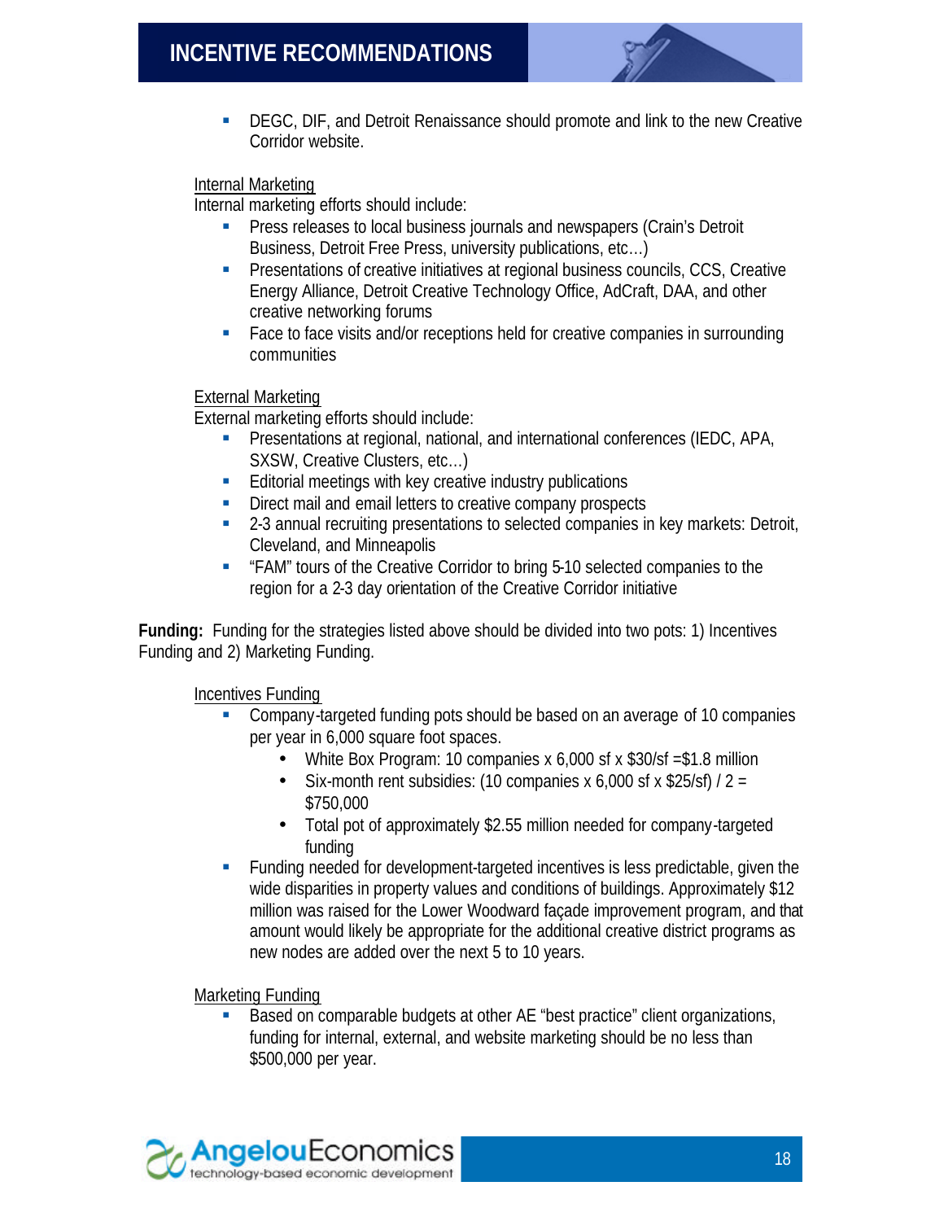- DEGC, DIF, and Detroit Renaissance should promote and link to the new Creative Corridor website.

Internal Marketing

Internal marketing efforts should include:

- Press releases to local business journals and newspapers (Crain's Detroit Business, Detroit Free Press, university publications, etc…)
- Presentations of creative initiatives at regional business councils, CCS, Creative Energy Alliance, Detroit Creative Technology Office, AdCraft, DAA, and other creative networking forums
- Face to face visits and/or receptions held for creative companies in surrounding communities

External Marketing

External marketing efforts should include:

- Presentations at regional, national, and international conferences (IEDC, APA, SXSW, Creative Clusters, etc…)
- Editorial meetings with key creative industry publications
- Direct mail and email letters to creative company prospects
- 2-3 annual recruiting presentations to selected companies in key markets: Detroit, Cleveland, and Minneapolis
- "FAM" tours of the Creative Corridor to bring 5-10 selected companies to the region for a 2-3 day orientation of the Creative Corridor initiative

**Funding:** Funding for the strategies listed above should be divided into two pots: 1) Incentives Funding and 2) Marketing Funding.

Incentives Funding

- Company-targeted funding pots should be based on an average of 10 companies per year in 6,000 square foot spaces.
  - White Box Program: 10 companies x 6,000 sf x $30/sf =$1.8 million
  - Six-month rent subsidies: (10 companies x 6,000 sf x $25/sf) / 2 = $750,000
  - Total pot of approximately $2.55 million needed for company-targeted funding
- Funding needed for development-targeted incentives is less predictable, given the wide disparities in property values and conditions of buildings. Approximately $12 million was raised for the Lower Woodward façade improvement program, and that amount would likely be appropriate for the additional creative district programs as new nodes are added over the next 5 to 10 years.

Marketing Funding

- Based on comparable budgets at other AE "best practice" client organizations, funding for internal, external, and website marketing should be no less than $500,000 per year.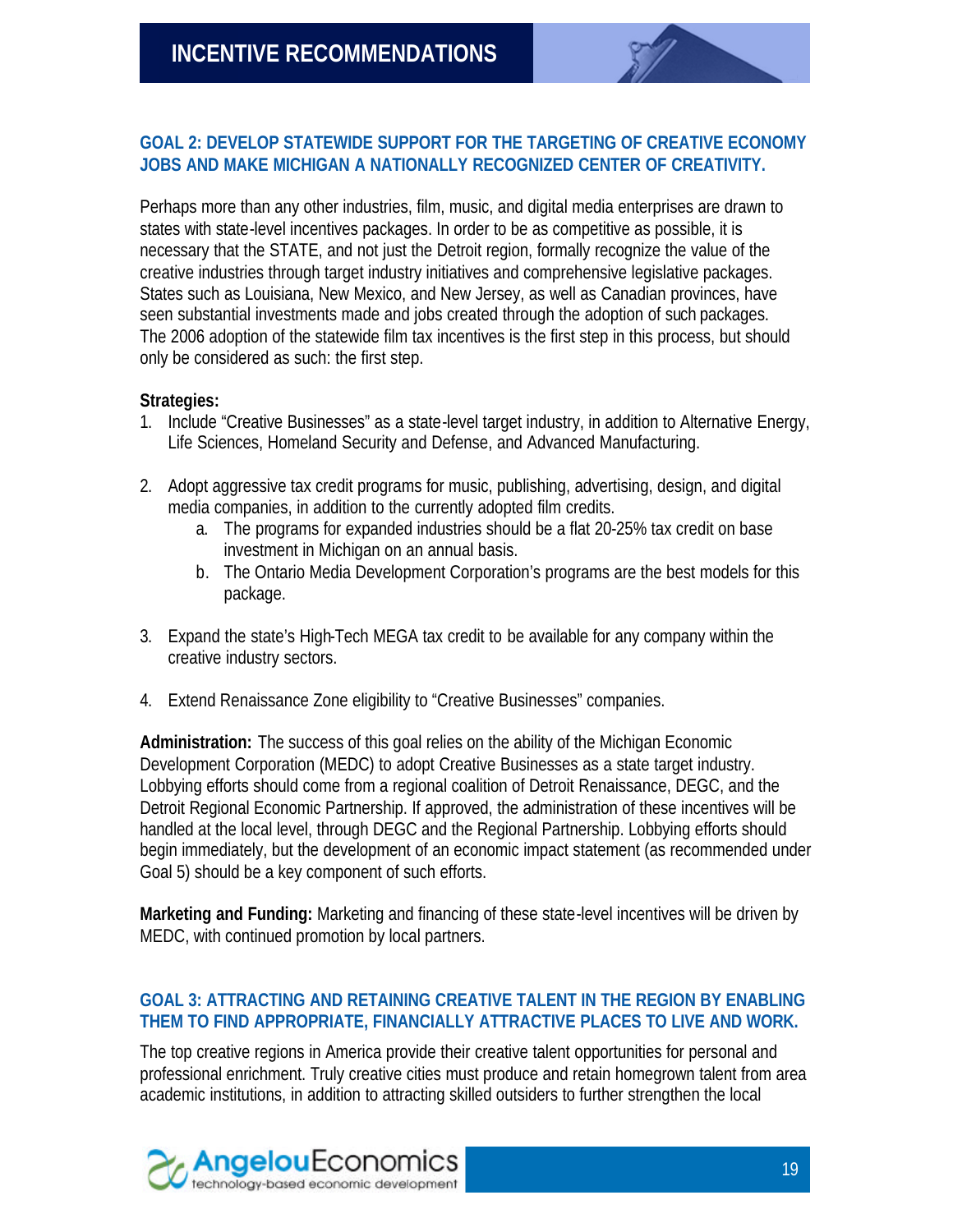## GOAL 2: DEVELOP STATEWIDE SUPPORT FOR THE TARGETING OF CREATIVE ECONOMY JOBS AND MAKE MICHIGAN A NATIONALLY RECOGNIZED CENTER OF CREATIVITY.

Perhaps more than any other industries, film, music, and digital media enterprises are drawn to states with state-level incentives packages. In order to be as competitive as possible, it is necessary that the STATE, and not just the Detroit region, formally recognize the value of the creative industries through target industry initiatives and comprehensive legislative packages. States such as Louisiana, New Mexico, and New Jersey, as well as Canadian provinces, have seen substantial investments made and jobs created through the adoption of such packages. The 2006 adoption of the statewide film tax incentives is the first step in this process, but should only be considered as such: the first step.

**Strategies:**

1. Include "Creative Businesses" as a state-level target industry, in addition to Alternative Energy, Life Sciences, Homeland Security and Defense, and Advanced Manufacturing.

2. Adopt aggressive tax credit programs for music, publishing, advertising, design, and digital media companies, in addition to the currently adopted film credits.
   a. The programs for expanded industries should be a flat 20-25% tax credit on base investment in Michigan on an annual basis.
   b. The Ontario Media Development Corporation's programs are the best models for this package.

3. Expand the state's High-Tech MEGA tax credit to be available for any company within the creative industry sectors.

4. Extend Renaissance Zone eligibility to "Creative Businesses" companies.

**Administration:** The success of this goal relies on the ability of the Michigan Economic Development Corporation (MEDC) to adopt Creative Businesses as a state target industry. Lobbying efforts should come from a regional coalition of Detroit Renaissance, DEGC, and the Detroit Regional Economic Partnership. If approved, the administration of these incentives will be handled at the local level, through DEGC and the Regional Partnership. Lobbying efforts should begin immediately, but the development of an economic impact statement (as recommended under Goal 5) should be a key component of such efforts.

**Marketing and Funding:** Marketing and financing of these state-level incentives will be driven by MEDC, with continued promotion by local partners.

## GOAL 3: ATTRACTING AND RETAINING CREATIVE TALENT IN THE REGION BY ENABLING THEM TO FIND APPROPRIATE, FINANCIALLY ATTRACTIVE PLACES TO LIVE AND WORK.

The top creative regions in America provide their creative talent opportunities for personal and professional enrichment. Truly creative cities must produce and retain homegrown talent from area academic institutions, in addition to attracting skilled outsiders to further strengthen the local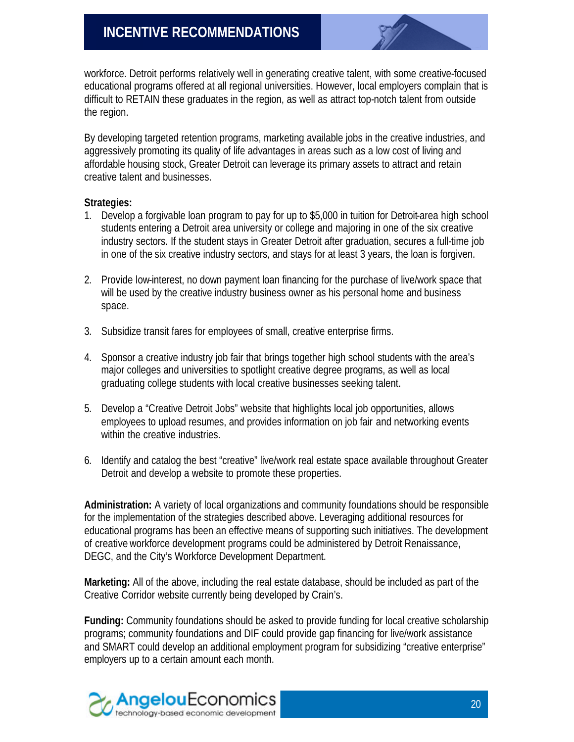workforce. Detroit performs relatively well in generating creative talent, with some creative-focused educational programs offered at all regional universities. However, local employers complain that is difficult to RETAIN these graduates in the region, as well as attract top-notch talent from outside the region.

By developing targeted retention programs, marketing available jobs in the creative industries, and aggressively promoting its quality of life advantages in areas such as a low cost of living and affordable housing stock, Greater Detroit can leverage its primary assets to attract and retain creative talent and businesses.

**Strategies:**

1. Develop a forgivable loan program to pay for up to $5,000 in tuition for Detroit-area high school students entering a Detroit area university or college and majoring in one of the six creative industry sectors. If the student stays in Greater Detroit after graduation, secures a full-time job in one of the six creative industry sectors, and stays for at least 3 years, the loan is forgiven.

2. Provide low-interest, no down payment loan financing for the purchase of live/work space that will be used by the creative industry business owner as his personal home and business space.

3. Subsidize transit fares for employees of small, creative enterprise firms.

4. Sponsor a creative industry job fair that brings together high school students with the area's major colleges and universities to spotlight creative degree programs, as well as local graduating college students with local creative businesses seeking talent.

5. Develop a "Creative Detroit Jobs" website that highlights local job opportunities, allows employees to upload resumes, and provides information on job fair and networking events within the creative industries.

6. Identify and catalog the best "creative" live/work real estate space available throughout Greater Detroit and develop a website to promote these properties.

**Administration:** A variety of local organizations and community foundations should be responsible for the implementation of the strategies described above. Leveraging additional resources for educational programs has been an effective means of supporting such initiatives. The development of creative workforce development programs could be administered by Detroit Renaissance, DEGC, and the City's Workforce Development Department.

**Marketing:** All of the above, including the real estate database, should be included as part of the Creative Corridor website currently being developed by Crain's.

**Funding:** Community foundations should be asked to provide funding for local creative scholarship programs; community foundations and DIF could provide gap financing for live/work assistance and SMART could develop an additional employment program for subsidizing "creative enterprise" employers up to a certain amount each month.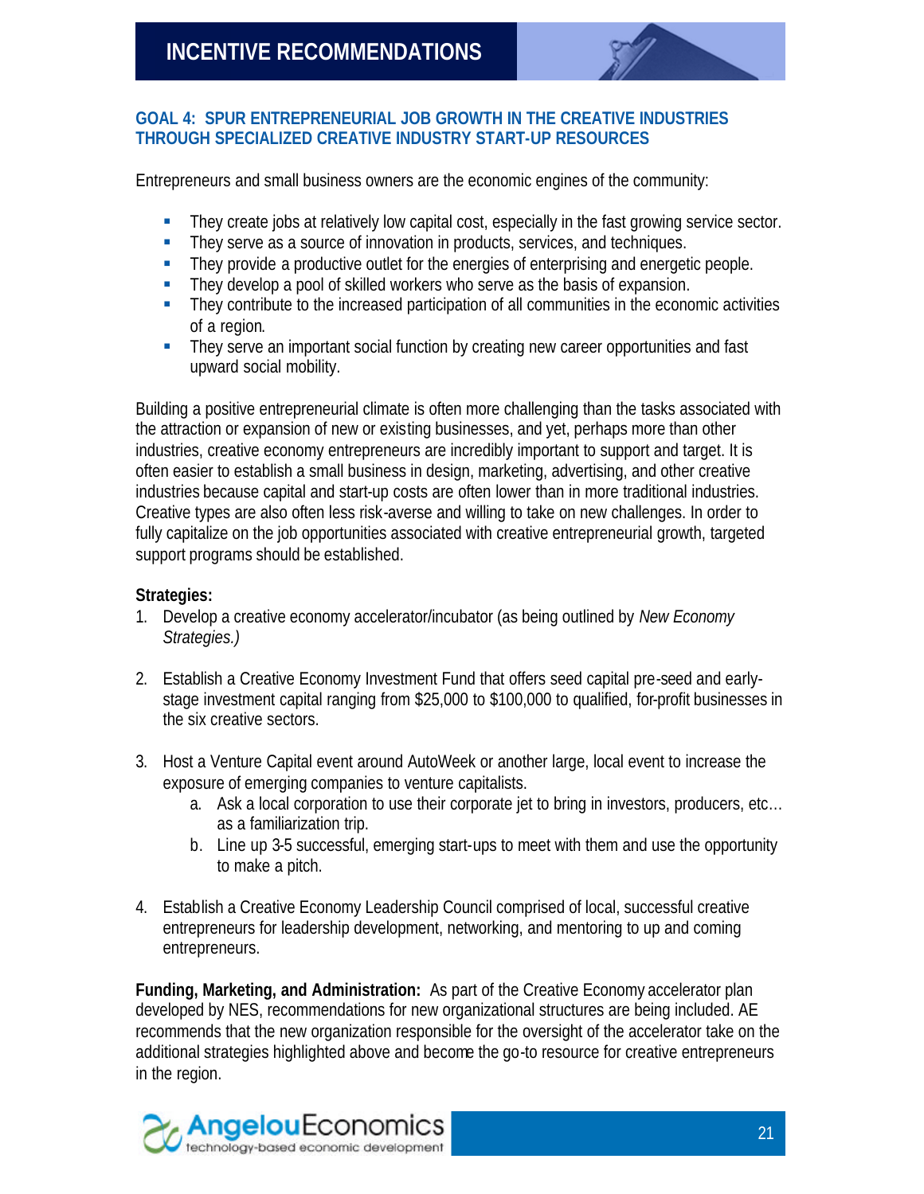# INCENTIVE RECOMMENDATIONS

## GOAL 4: SPUR ENTREPRENEURIAL JOB GROWTH IN THE CREATIVE INDUSTRIES THROUGH SPECIALIZED CREATIVE INDUSTRY START-UP RESOURCES

Entrepreneurs and small business owners are the economic engines of the community:

- They create jobs at relatively low capital cost, especially in the fast growing service sector.
- They serve as a source of innovation in products, services, and techniques.
- They provide a productive outlet for the energies of enterprising and energetic people.
- They develop a pool of skilled workers who serve as the basis of expansion.
- They contribute to the increased participation of all communities in the economic activities of a region.
- They serve an important social function by creating new career opportunities and fast upward social mobility.

Building a positive entrepreneurial climate is often more challenging than the tasks associated with the attraction or expansion of new or existing businesses, and yet, perhaps more than other industries, creative economy entrepreneurs are incredibly important to support and target. It is often easier to establish a small business in design, marketing, advertising, and other creative industries because capital and start-up costs are often lower than in more traditional industries. Creative types are also often less risk-averse and willing to take on new challenges. In order to fully capitalize on the job opportunities associated with creative entrepreneurial growth, targeted support programs should be established.

**Strategies:**

1. Develop a creative economy accelerator/incubator (as being outlined by *New Economy Strategies.)*

2. Establish a Creative Economy Investment Fund that offers seed capital pre-seed and early-stage investment capital ranging from $25,000 to $100,000 to qualified, for-profit businesses in the six creative sectors.

3. Host a Venture Capital event around AutoWeek or another large, local event to increase the exposure of emerging companies to venture capitalists.
   a. Ask a local corporation to use their corporate jet to bring in investors, producers, etc… as a familiarization trip.
   b. Line up 3-5 successful, emerging start-ups to meet with them and use the opportunity to make a pitch.

4. Establish a Creative Economy Leadership Council comprised of local, successful creative entrepreneurs for leadership development, networking, and mentoring to up and coming entrepreneurs.

**Funding, Marketing, and Administration:** As part of the Creative Economy accelerator plan developed by NES, recommendations for new organizational structures are being included. AE recommends that the new organization responsible for the oversight of the accelerator take on the additional strategies highlighted above and become the go-to resource for creative entrepreneurs in the region.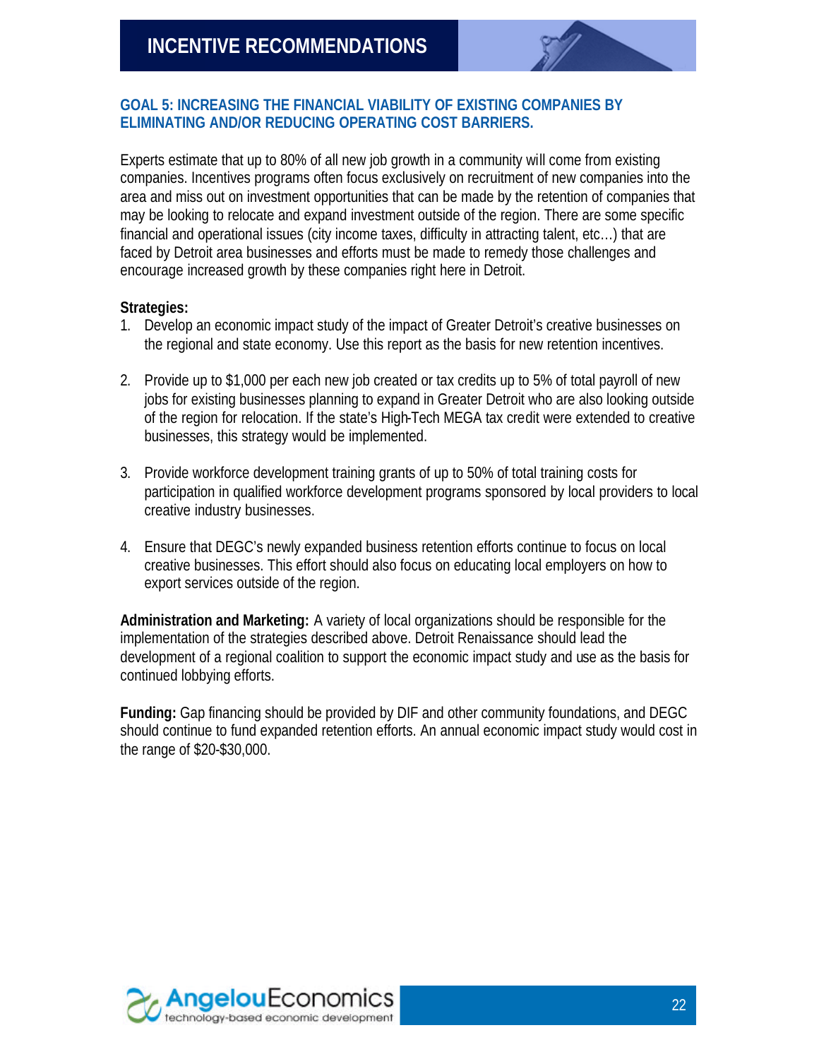# INCENTIVE RECOMMENDATIONS

## GOAL 5: INCREASING THE FINANCIAL VIABILITY OF EXISTING COMPANIES BY ELIMINATING AND/OR REDUCING OPERATING COST BARRIERS.

Experts estimate that up to 80% of all new job growth in a community will come from existing companies. Incentives programs often focus exclusively on recruitment of new companies into the area and miss out on investment opportunities that can be made by the retention of companies that may be looking to relocate and expand investment outside of the region. There are some specific financial and operational issues (city income taxes, difficulty in attracting talent, etc…) that are faced by Detroit area businesses and efforts must be made to remedy those challenges and encourage increased growth by these companies right here in Detroit.

**Strategies:**

1. Develop an economic impact study of the impact of Greater Detroit's creative businesses on the regional and state economy. Use this report as the basis for new retention incentives.

2. Provide up to $1,000 per each new job created or tax credits up to 5% of total payroll of new jobs for existing businesses planning to expand in Greater Detroit who are also looking outside of the region for relocation. If the state's High-Tech MEGA tax credit were extended to creative businesses, this strategy would be implemented.

3. Provide workforce development training grants of up to 50% of total training costs for participation in qualified workforce development programs sponsored by local providers to local creative industry businesses.

4. Ensure that DEGC's newly expanded business retention efforts continue to focus on local creative businesses. This effort should also focus on educating local employers on how to export services outside of the region.

**Administration and Marketing:** A variety of local organizations should be responsible for the implementation of the strategies described above. Detroit Renaissance should lead the development of a regional coalition to support the economic impact study and use as the basis for continued lobbying efforts.

**Funding:** Gap financing should be provided by DIF and other community foundations, and DEGC should continue to fund expanded retention efforts. An annual economic impact study would cost in the range of $20-$30,000.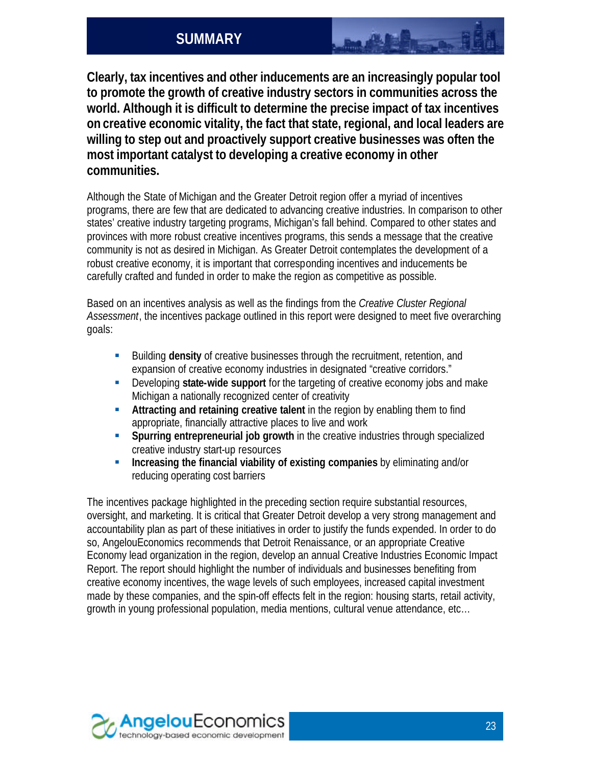## SUMMARY

**Clearly, tax incentives and other inducements are an increasingly popular tool to promote the growth of creative industry sectors in communities across the world. Although it is difficult to determine the precise impact of tax incentives on creative economic vitality, the fact that state, regional, and local leaders are willing to step out and proactively support creative businesses was often the most important catalyst to developing a creative economy in other communities.**

Although the State of Michigan and the Greater Detroit region offer a myriad of incentives programs, there are few that are dedicated to advancing creative industries. In comparison to other states' creative industry targeting programs, Michigan's fall behind. Compared to other states and provinces with more robust creative incentives programs, this sends a message that the creative community is not as desired in Michigan. As Greater Detroit contemplates the development of a robust creative economy, it is important that corresponding incentives and inducements be carefully crafted and funded in order to make the region as competitive as possible.

Based on an incentives analysis as well as the findings from the *Creative Cluster Regional Assessment*, the incentives package outlined in this report were designed to meet five overarching goals:

- Building **density** of creative businesses through the recruitment, retention, and expansion of creative economy industries in designated "creative corridors."
- Developing **state-wide support** for the targeting of creative economy jobs and make Michigan a nationally recognized center of creativity
- **Attracting and retaining creative talent** in the region by enabling them to find appropriate, financially attractive places to live and work
- **Spurring entrepreneurial job growth** in the creative industries through specialized creative industry start-up resources
- **Increasing the financial viability of existing companies** by eliminating and/or reducing operating cost barriers

The incentives package highlighted in the preceding section require substantial resources, oversight, and marketing. It is critical that Greater Detroit develop a very strong management and accountability plan as part of these initiatives in order to justify the funds expended. In order to do so, AngelouEconomics recommends that Detroit Renaissance, or an appropriate Creative Economy lead organization in the region, develop an annual Creative Industries Economic Impact Report. The report should highlight the number of individuals and businesses benefiting from creative economy incentives, the wage levels of such employees, increased capital investment made by these companies, and the spin-off effects felt in the region: housing starts, retail activity, growth in young professional population, media mentions, cultural venue attendance, etc…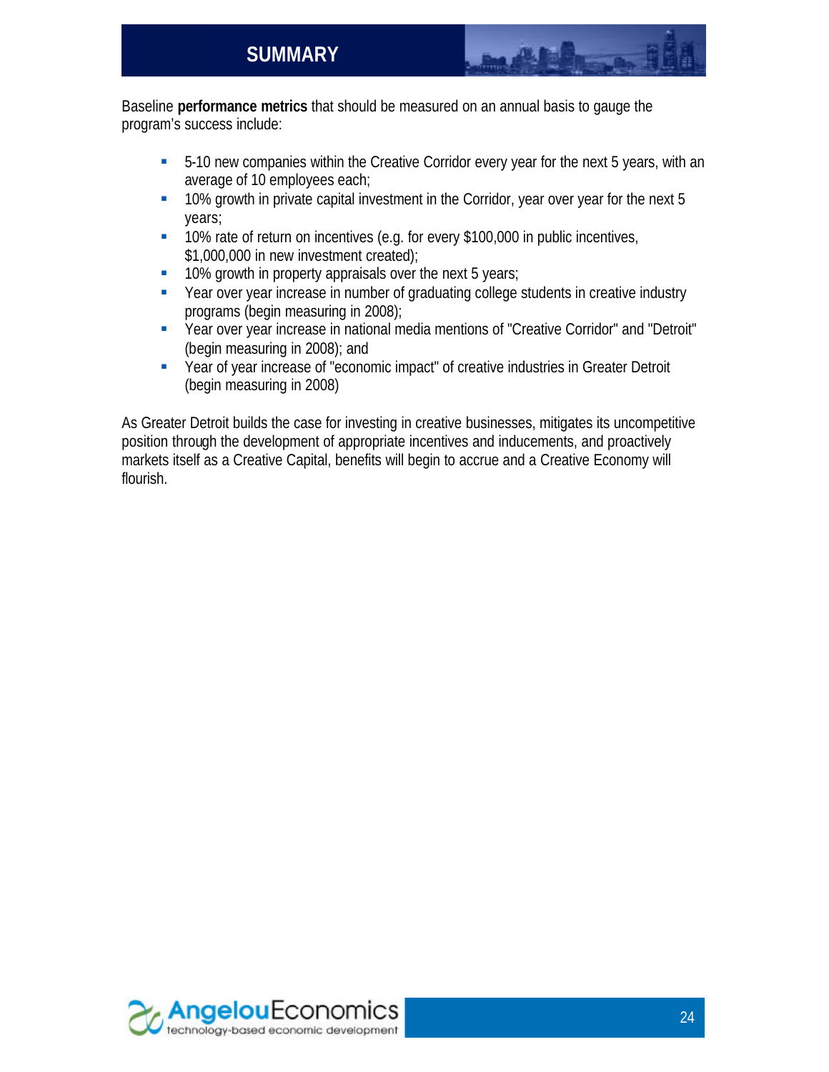# SUMMARY

Baseline **performance metrics** that should be measured on an annual basis to gauge the program's success include:

- 5-10 new companies within the Creative Corridor every year for the next 5 years, with an average of 10 employees each;
- 10% growth in private capital investment in the Corridor, year over year for the next 5 years;
- 10% rate of return on incentives (e.g. for every $100,000 in public incentives, $1,000,000 in new investment created);
- 10% growth in property appraisals over the next 5 years;
- Year over year increase in number of graduating college students in creative industry programs (begin measuring in 2008);
- Year over year increase in national media mentions of "Creative Corridor" and "Detroit" (begin measuring in 2008); and
- Year of year increase of "economic impact" of creative industries in Greater Detroit (begin measuring in 2008)

As Greater Detroit builds the case for investing in creative businesses, mitigates its uncompetitive position through the development of appropriate incentives and inducements, and proactively markets itself as a Creative Capital, benefits will begin to accrue and a Creative Economy will flourish.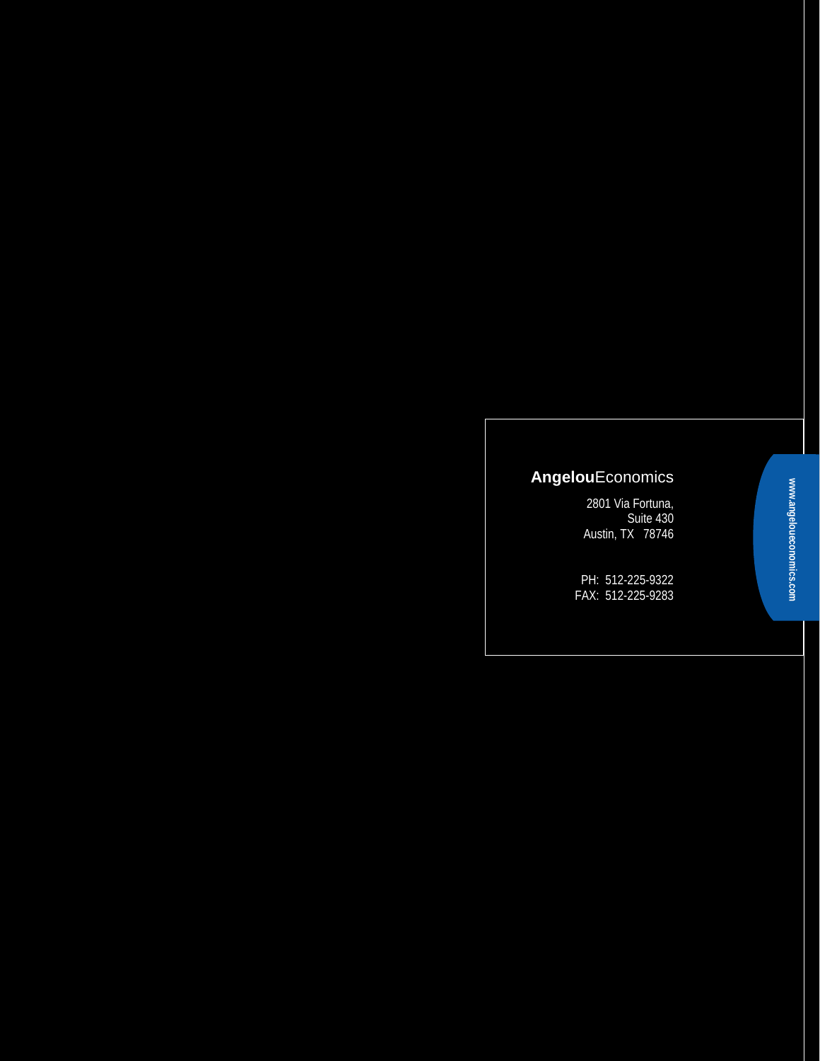**Angelou**Economics

2801 Via Fortuna,
Suite 430
Austin, TX 78746

PH: 512-225-9322
FAX: 512-225-9283

www.angeloueconomics.com